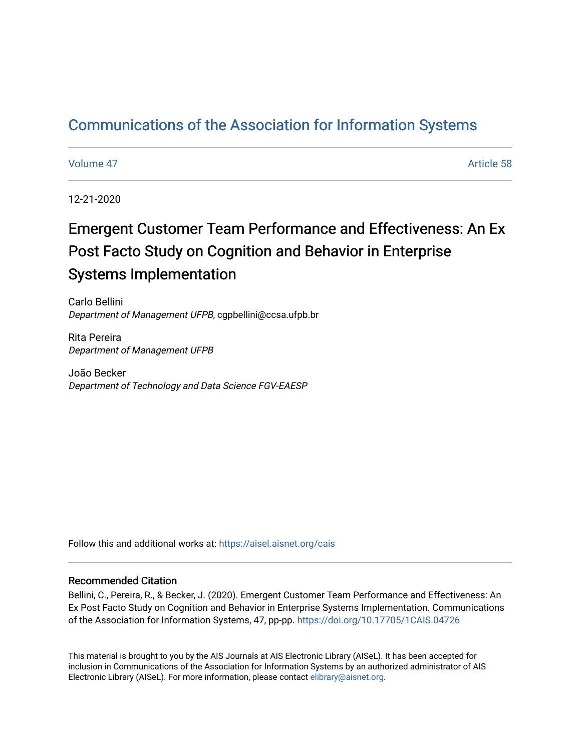# Communications of the Association for Information Systems

Volume 47 — Article 58

12-21-2020

## Emergent Customer Team Performance and Effectiveness: An Ex Post Facto Study on Cognition and Behavior in Enterprise Systems Implementation

Carlo Bellini
*Department of Management UFPB*, cgpbellini@ccsa.ufpb.br

Rita Pereira
*Department of Management UFPB*

João Becker
*Department of Technology and Data Science FGV-EAESP*

Follow this and additional works at: https://aisel.aisnet.org/cais

### Recommended Citation

Bellini, C., Pereira, R., & Becker, J. (2020). Emergent Customer Team Performance and Effectiveness: An Ex Post Facto Study on Cognition and Behavior in Enterprise Systems Implementation. Communications of the Association for Information Systems, 47, pp-pp. https://doi.org/10.17705/1CAIS.04726

This material is brought to you by the AIS Journals at AIS Electronic Library (AISeL). It has been accepted for inclusion in Communications of the Association for Information Systems by an authorized administrator of AIS Electronic Library (AISeL). For more information, please contact elibrary@aisnet.org.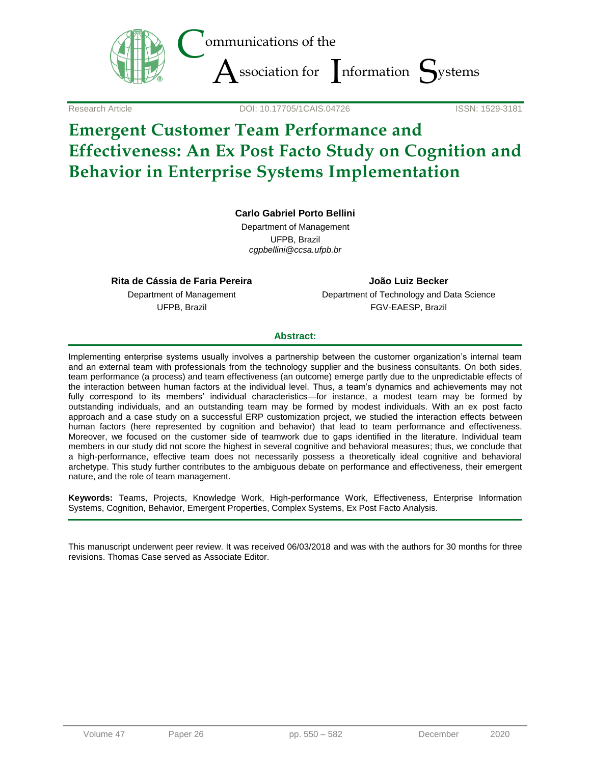Research Article DOI: 10.17705/1CAIS.04726 ISSN: 1529-3181

# Emergent Customer Team Performance and Effectiveness: An Ex Post Facto Study on Cognition and Behavior in Enterprise Systems Implementation

**Carlo Gabriel Porto Bellini**
Department of Management
UFPB, Brazil
*cgpbellini@ccsa.ufpb.br*

**Rita de Cássia de Faria Pereira**
Department of Management
UFPB, Brazil

**João Luiz Becker**
Department of Technology and Data Science
FGV-EAESP, Brazil

**Abstract:**

Implementing enterprise systems usually involves a partnership between the customer organization's internal team and an external team with professionals from the technology supplier and the business consultants. On both sides, team performance (a process) and team effectiveness (an outcome) emerge partly due to the unpredictable effects of the interaction between human factors at the individual level. Thus, a team's dynamics and achievements may not fully correspond to its members' individual characteristics—for instance, a modest team may be formed by outstanding individuals, and an outstanding team may be formed by modest individuals. With an ex post facto approach and a case study on a successful ERP customization project, we studied the interaction effects between human factors (here represented by cognition and behavior) that lead to team performance and effectiveness. Moreover, we focused on the customer side of teamwork due to gaps identified in the literature. Individual team members in our study did not score the highest in several cognitive and behavioral measures; thus, we conclude that a high-performance, effective team does not necessarily possess a theoretically ideal cognitive and behavioral archetype. This study further contributes to the ambiguous debate on performance and effectiveness, their emergent nature, and the role of team management.

**Keywords:** Teams, Projects, Knowledge Work, High-performance Work, Effectiveness, Enterprise Information Systems, Cognition, Behavior, Emergent Properties, Complex Systems, Ex Post Facto Analysis.

This manuscript underwent peer review. It was received 06/03/2018 and was with the authors for 30 months for three revisions. Thomas Case served as Associate Editor.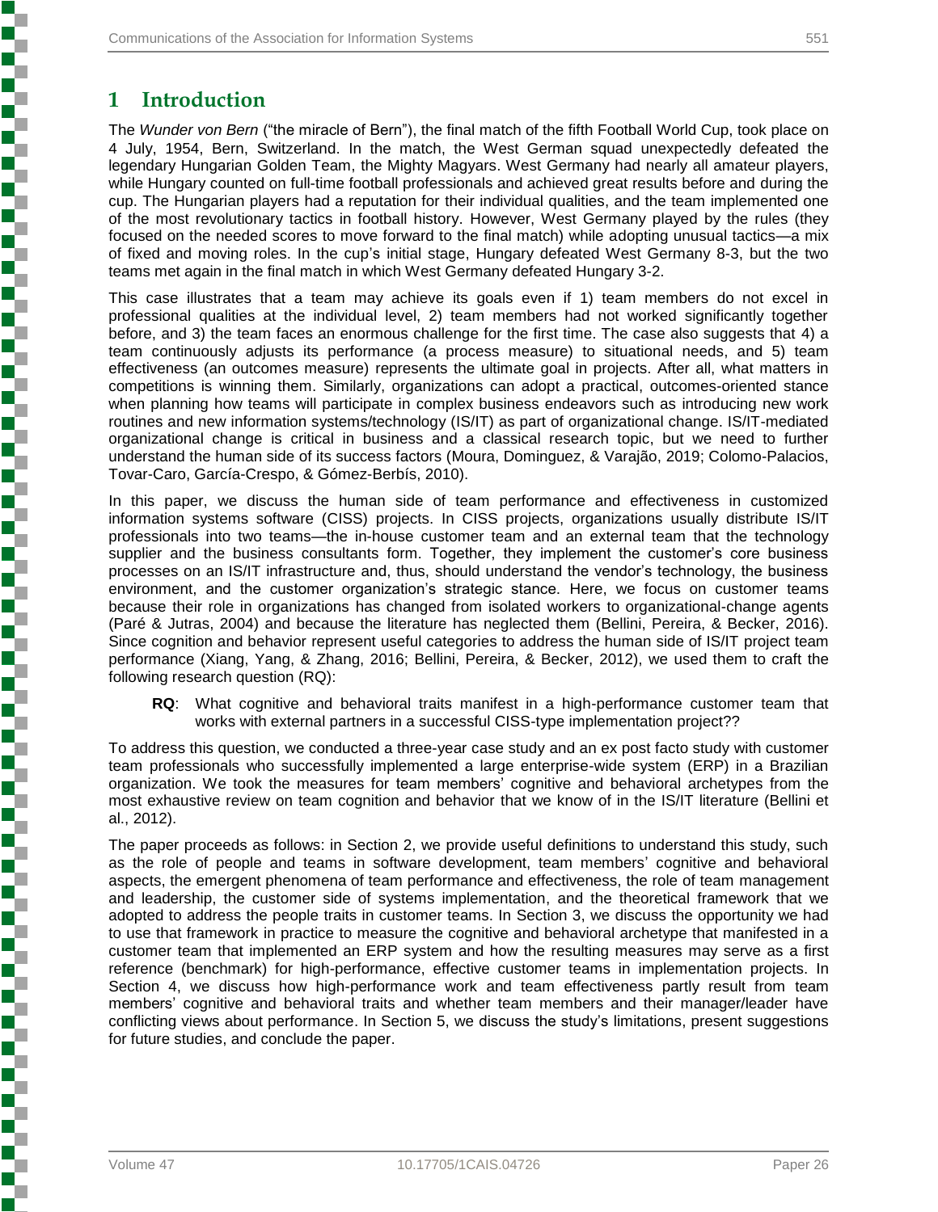# 1 Introduction

The *Wunder von Bern* ("the miracle of Bern"), the final match of the fifth Football World Cup, took place on 4 July, 1954, Bern, Switzerland. In the match, the West German squad unexpectedly defeated the legendary Hungarian Golden Team, the Mighty Magyars. West Germany had nearly all amateur players, while Hungary counted on full-time football professionals and achieved great results before and during the cup. The Hungarian players had a reputation for their individual qualities, and the team implemented one of the most revolutionary tactics in football history. However, West Germany played by the rules (they focused on the needed scores to move forward to the final match) while adopting unusual tactics—a mix of fixed and moving roles. In the cup's initial stage, Hungary defeated West Germany 8-3, but the two teams met again in the final match in which West Germany defeated Hungary 3-2.

This case illustrates that a team may achieve its goals even if 1) team members do not excel in professional qualities at the individual level, 2) team members had not worked significantly together before, and 3) the team faces an enormous challenge for the first time. The case also suggests that 4) a team continuously adjusts its performance (a process measure) to situational needs, and 5) team effectiveness (an outcomes measure) represents the ultimate goal in projects. After all, what matters in competitions is winning them. Similarly, organizations can adopt a practical, outcomes-oriented stance when planning how teams will participate in complex business endeavors such as introducing new work routines and new information systems/technology (IS/IT) as part of organizational change. IS/IT-mediated organizational change is critical in business and a classical research topic, but we need to further understand the human side of its success factors (Moura, Dominguez, & Varajão, 2019; Colomo-Palacios, Tovar-Caro, García-Crespo, & Gómez-Berbís, 2010).

In this paper, we discuss the human side of team performance and effectiveness in customized information systems software (CISS) projects. In CISS projects, organizations usually distribute IS/IT professionals into two teams—the in-house customer team and an external team that the technology supplier and the business consultants form. Together, they implement the customer's core business processes on an IS/IT infrastructure and, thus, should understand the vendor's technology, the business environment, and the customer organization's strategic stance. Here, we focus on customer teams because their role in organizations has changed from isolated workers to organizational-change agents (Paré & Jutras, 2004) and because the literature has neglected them (Bellini, Pereira, & Becker, 2016). Since cognition and behavior represent useful categories to address the human side of IS/IT project team performance (Xiang, Yang, & Zhang, 2016; Bellini, Pereira, & Becker, 2012), we used them to craft the following research question (RQ):

> **RQ**: What cognitive and behavioral traits manifest in a high-performance customer team that works with external partners in a successful CISS-type implementation project??

To address this question, we conducted a three-year case study and an ex post facto study with customer team professionals who successfully implemented a large enterprise-wide system (ERP) in a Brazilian organization. We took the measures for team members' cognitive and behavioral archetypes from the most exhaustive review on team cognition and behavior that we know of in the IS/IT literature (Bellini et al., 2012).

The paper proceeds as follows: in Section 2, we provide useful definitions to understand this study, such as the role of people and teams in software development, team members' cognitive and behavioral aspects, the emergent phenomena of team performance and effectiveness, the role of team management and leadership, the customer side of systems implementation, and the theoretical framework that we adopted to address the people traits in customer teams. In Section 3, we discuss the opportunity we had to use that framework in practice to measure the cognitive and behavioral archetype that manifested in a customer team that implemented an ERP system and how the resulting measures may serve as a first reference (benchmark) for high-performance, effective customer teams in implementation projects. In Section 4, we discuss how high-performance work and team effectiveness partly result from team members' cognitive and behavioral traits and whether team members and their manager/leader have conflicting views about performance. In Section 5, we discuss the study's limitations, present suggestions for future studies, and conclude the paper.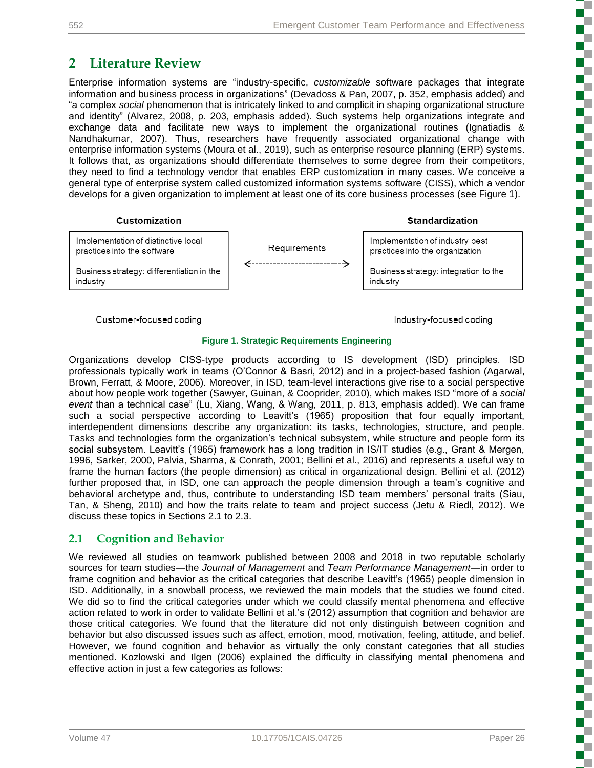## 2 Literature Review

Enterprise information systems are "industry-specific, *customizable* software packages that integrate information and business process in organizations" (Devadoss & Pan, 2007, p. 352, emphasis added) and "a complex *social* phenomenon that is intricately linked to and complicit in shaping organizational structure and identity" (Alvarez, 2008, p. 203, emphasis added). Such systems help organizations integrate and exchange data and facilitate new ways to implement the organizational routines (Ignatiadis & Nandhakumar, 2007). Thus, researchers have frequently associated organizational change with enterprise information systems (Moura et al., 2019), such as enterprise resource planning (ERP) systems. It follows that, as organizations should differentiate themselves to some degree from their competitors, they need to find a technology vendor that enables ERP customization in many cases. We conceive a general type of enterprise system called customized information systems software (CISS), which a vendor develops for a given organization to implement at least one of its core business processes (see Figure 1).

| Customization | | Standardization |
|---|---|---|
| Implementation of distinctive local practices into the software<br><br>Business strategy: differentiation in the industry | Requirements<br><---------------------------> | Implementation of industry best practices into the organization<br><br>Business strategy: integration to the industry |
| Customer-focused coding | | Industry-focused coding |

**Figure 1. Strategic Requirements Engineering**

Organizations develop CISS-type products according to IS development (ISD) principles. ISD professionals typically work in teams (O'Connor & Basri, 2012) and in a project-based fashion (Agarwal, Brown, Ferratt, & Moore, 2006). Moreover, in ISD, team-level interactions give rise to a social perspective about how people work together (Sawyer, Guinan, & Cooprider, 2010), which makes ISD "more of a *social event* than a technical case" (Lu, Xiang, Wang, & Wang, 2011, p. 813, emphasis added). We can frame such a social perspective according to Leavitt's (1965) proposition that four equally important, interdependent dimensions describe any organization: its tasks, technologies, structure, and people. Tasks and technologies form the organization's technical subsystem, while structure and people form its social subsystem. Leavitt's (1965) framework has a long tradition in IS/IT studies (e.g., Grant & Mergen, 1996, Sarker, 2000, Palvia, Sharma, & Conrath, 2001; Bellini et al., 2016) and represents a useful way to frame the human factors (the people dimension) as critical in organizational design. Bellini et al. (2012) further proposed that, in ISD, one can approach the people dimension through a team's cognitive and behavioral archetype and, thus, contribute to understanding ISD team members' personal traits (Siau, Tan, & Sheng, 2010) and how the traits relate to team and project success (Jetu & Riedl, 2012). We discuss these topics in Sections 2.1 to 2.3.

### 2.1 Cognition and Behavior

We reviewed all studies on teamwork published between 2008 and 2018 in two reputable scholarly sources for team studies—the *Journal of Management* and *Team Performance Management*—in order to frame cognition and behavior as the critical categories that describe Leavitt's (1965) people dimension in ISD. Additionally, in a snowball process, we reviewed the main models that the studies we found cited. We did so to find the critical categories under which we could classify mental phenomena and effective action related to work in order to validate Bellini et al.'s (2012) assumption that cognition and behavior are those critical categories. We found that the literature did not only distinguish between cognition and behavior but also discussed issues such as affect, emotion, mood, motivation, feeling, attitude, and belief. However, we found cognition and behavior as virtually the only constant categories that all studies mentioned. Kozlowski and Ilgen (2006) explained the difficulty in classifying mental phenomena and effective action in just a few categories as follows: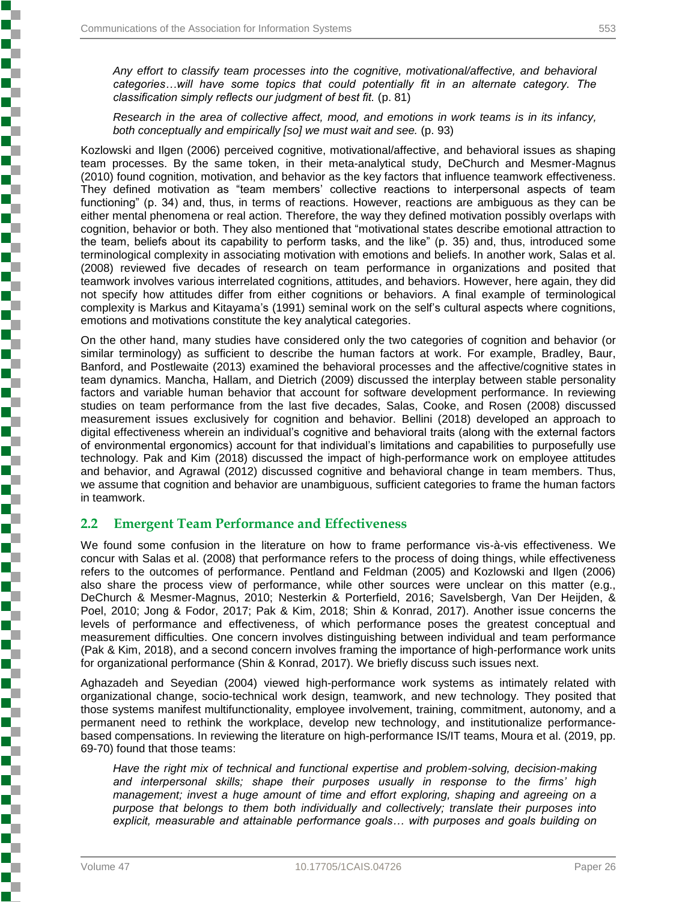*Any effort to classify team processes into the cognitive, motivational/affective, and behavioral categories…will have some topics that could potentially fit in an alternate category. The classification simply reflects our judgment of best fit.* (p. 81)

*Research in the area of collective affect, mood, and emotions in work teams is in its infancy, both conceptually and empirically [so] we must wait and see.* (p. 93)

Kozlowski and Ilgen (2006) perceived cognitive, motivational/affective, and behavioral issues as shaping team processes. By the same token, in their meta-analytical study, DeChurch and Mesmer-Magnus (2010) found cognition, motivation, and behavior as the key factors that influence teamwork effectiveness. They defined motivation as "team members' collective reactions to interpersonal aspects of team functioning" (p. 34) and, thus, in terms of reactions. However, reactions are ambiguous as they can be either mental phenomena or real action. Therefore, the way they defined motivation possibly overlaps with cognition, behavior or both. They also mentioned that "motivational states describe emotional attraction to the team, beliefs about its capability to perform tasks, and the like" (p. 35) and, thus, introduced some terminological complexity in associating motivation with emotions and beliefs. In another work, Salas et al. (2008) reviewed five decades of research on team performance in organizations and posited that teamwork involves various interrelated cognitions, attitudes, and behaviors. However, here again, they did not specify how attitudes differ from either cognitions or behaviors. A final example of terminological complexity is Markus and Kitayama's (1991) seminal work on the self's cultural aspects where cognitions, emotions and motivations constitute the key analytical categories.

On the other hand, many studies have considered only the two categories of cognition and behavior (or similar terminology) as sufficient to describe the human factors at work. For example, Bradley, Baur, Banford, and Postlewaite (2013) examined the behavioral processes and the affective/cognitive states in team dynamics. Mancha, Hallam, and Dietrich (2009) discussed the interplay between stable personality factors and variable human behavior that account for software development performance. In reviewing studies on team performance from the last five decades, Salas, Cooke, and Rosen (2008) discussed measurement issues exclusively for cognition and behavior. Bellini (2018) developed an approach to digital effectiveness wherein an individual's cognitive and behavioral traits (along with the external factors of environmental ergonomics) account for that individual's limitations and capabilities to purposefully use technology. Pak and Kim (2018) discussed the impact of high-performance work on employee attitudes and behavior, and Agrawal (2012) discussed cognitive and behavioral change in team members. Thus, we assume that cognition and behavior are unambiguous, sufficient categories to frame the human factors in teamwork.

## 2.2 Emergent Team Performance and Effectiveness

We found some confusion in the literature on how to frame performance vis-à-vis effectiveness. We concur with Salas et al. (2008) that performance refers to the process of doing things, while effectiveness refers to the outcomes of performance. Pentland and Feldman (2005) and Kozlowski and Ilgen (2006) also share the process view of performance, while other sources were unclear on this matter (e.g., DeChurch & Mesmer-Magnus, 2010; Nesterkin & Porterfield, 2016; Savelsbergh, Van Der Heijden, & Poel, 2010; Jong & Fodor, 2017; Pak & Kim, 2018; Shin & Konrad, 2017). Another issue concerns the levels of performance and effectiveness, of which performance poses the greatest conceptual and measurement difficulties. One concern involves distinguishing between individual and team performance (Pak & Kim, 2018), and a second concern involves framing the importance of high-performance work units for organizational performance (Shin & Konrad, 2017). We briefly discuss such issues next.

Aghazadeh and Seyedian (2004) viewed high-performance work systems as intimately related with organizational change, socio-technical work design, teamwork, and new technology. They posited that those systems manifest multifunctionality, employee involvement, training, commitment, autonomy, and a permanent need to rethink the workplace, develop new technology, and institutionalize performance-based compensations. In reviewing the literature on high-performance IS/IT teams, Moura et al. (2019, pp. 69-70) found that those teams:

*Have the right mix of technical and functional expertise and problem-solving, decision-making and interpersonal skills; shape their purposes usually in response to the firms' high management; invest a huge amount of time and effort exploring, shaping and agreeing on a purpose that belongs to them both individually and collectively; translate their purposes into explicit, measurable and attainable performance goals… with purposes and goals building on*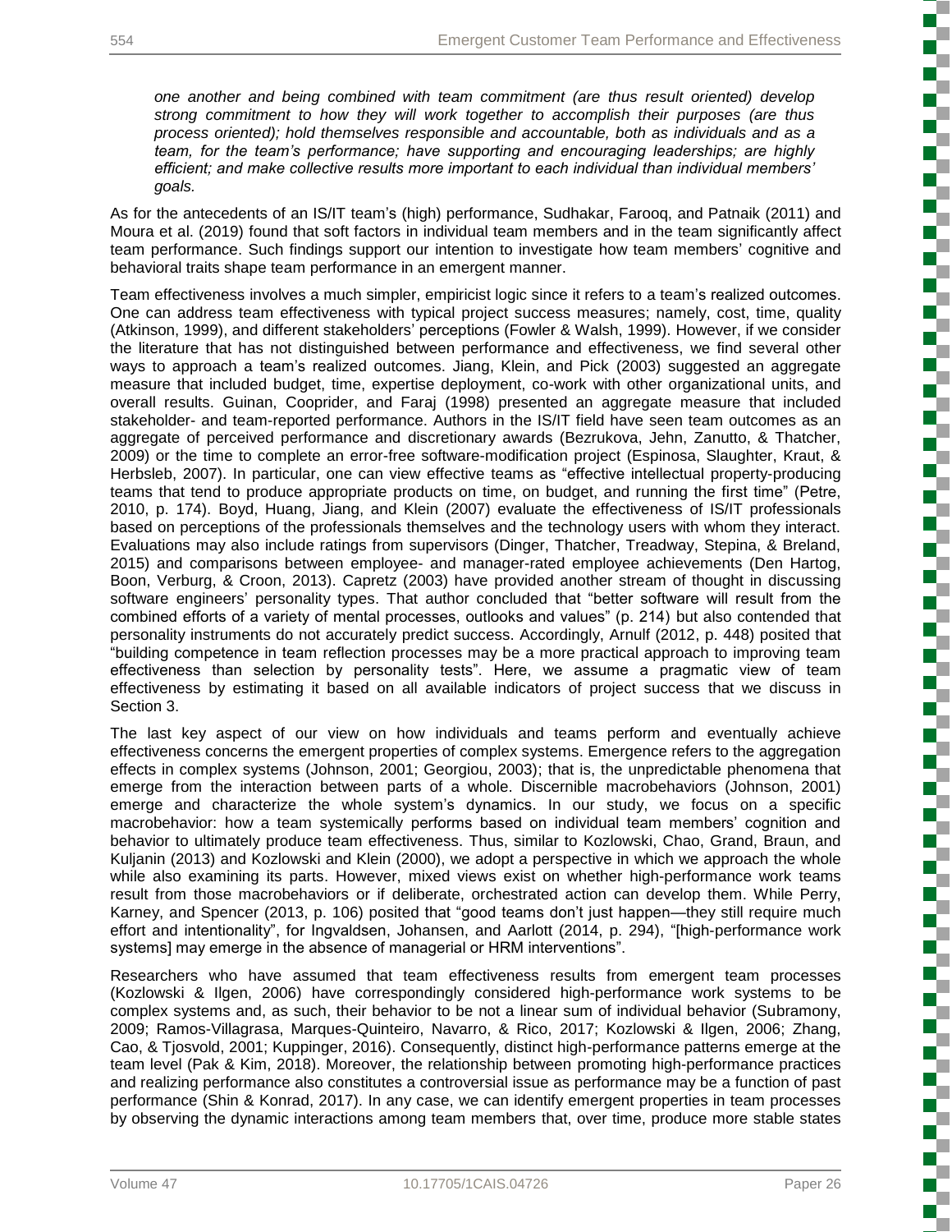*one another and being combined with team commitment (are thus result oriented) develop strong commitment to how they will work together to accomplish their purposes (are thus process oriented); hold themselves responsible and accountable, both as individuals and as a team, for the team's performance; have supporting and encouraging leaderships; are highly efficient; and make collective results more important to each individual than individual members' goals.*

As for the antecedents of an IS/IT team's (high) performance, Sudhakar, Farooq, and Patnaik (2011) and Moura et al. (2019) found that soft factors in individual team members and in the team significantly affect team performance. Such findings support our intention to investigate how team members' cognitive and behavioral traits shape team performance in an emergent manner.

Team effectiveness involves a much simpler, empiricist logic since it refers to a team's realized outcomes. One can address team effectiveness with typical project success measures; namely, cost, time, quality (Atkinson, 1999), and different stakeholders' perceptions (Fowler & Walsh, 1999). However, if we consider the literature that has not distinguished between performance and effectiveness, we find several other ways to approach a team's realized outcomes. Jiang, Klein, and Pick (2003) suggested an aggregate measure that included budget, time, expertise deployment, co-work with other organizational units, and overall results. Guinan, Cooprider, and Faraj (1998) presented an aggregate measure that included stakeholder- and team-reported performance. Authors in the IS/IT field have seen team outcomes as an aggregate of perceived performance and discretionary awards (Bezrukova, Jehn, Zanutto, & Thatcher, 2009) or the time to complete an error-free software-modification project (Espinosa, Slaughter, Kraut, & Herbsleb, 2007). In particular, one can view effective teams as "effective intellectual property-producing teams that tend to produce appropriate products on time, on budget, and running the first time" (Petre, 2010, p. 174). Boyd, Huang, Jiang, and Klein (2007) evaluate the effectiveness of IS/IT professionals based on perceptions of the professionals themselves and the technology users with whom they interact. Evaluations may also include ratings from supervisors (Dinger, Thatcher, Treadway, Stepina, & Breland, 2015) and comparisons between employee- and manager-rated employee achievements (Den Hartog, Boon, Verburg, & Croon, 2013). Capretz (2003) have provided another stream of thought in discussing software engineers' personality types. That author concluded that "better software will result from the combined efforts of a variety of mental processes, outlooks and values" (p. 214) but also contended that personality instruments do not accurately predict success. Accordingly, Arnulf (2012, p. 448) posited that "building competence in team reflection processes may be a more practical approach to improving team effectiveness than selection by personality tests". Here, we assume a pragmatic view of team effectiveness by estimating it based on all available indicators of project success that we discuss in Section 3.

The last key aspect of our view on how individuals and teams perform and eventually achieve effectiveness concerns the emergent properties of complex systems. Emergence refers to the aggregation effects in complex systems (Johnson, 2001; Georgiou, 2003); that is, the unpredictable phenomena that emerge from the interaction between parts of a whole. Discernible macrobehaviors (Johnson, 2001) emerge and characterize the whole system's dynamics. In our study, we focus on a specific macrobehavior: how a team systemically performs based on individual team members' cognition and behavior to ultimately produce team effectiveness. Thus, similar to Kozlowski, Chao, Grand, Braun, and Kuljanin (2013) and Kozlowski and Klein (2000), we adopt a perspective in which we approach the whole while also examining its parts. However, mixed views exist on whether high-performance work teams result from those macrobehaviors or if deliberate, orchestrated action can develop them. While Perry, Karney, and Spencer (2013, p. 106) posited that "good teams don't just happen—they still require much effort and intentionality", for Ingvaldsen, Johansen, and Aarlott (2014, p. 294), "[high-performance work systems] may emerge in the absence of managerial or HRM interventions".

Researchers who have assumed that team effectiveness results from emergent team processes (Kozlowski & Ilgen, 2006) have correspondingly considered high-performance work systems to be complex systems and, as such, their behavior to be not a linear sum of individual behavior (Subramony, 2009; Ramos-Villagrasa, Marques-Quinteiro, Navarro, & Rico, 2017; Kozlowski & Ilgen, 2006; Zhang, Cao, & Tjosvold, 2001; Kuppinger, 2016). Consequently, distinct high-performance patterns emerge at the team level (Pak & Kim, 2018). Moreover, the relationship between promoting high-performance practices and realizing performance also constitutes a controversial issue as performance may be a function of past performance (Shin & Konrad, 2017). In any case, we can identify emergent properties in team processes by observing the dynamic interactions among team members that, over time, produce more stable states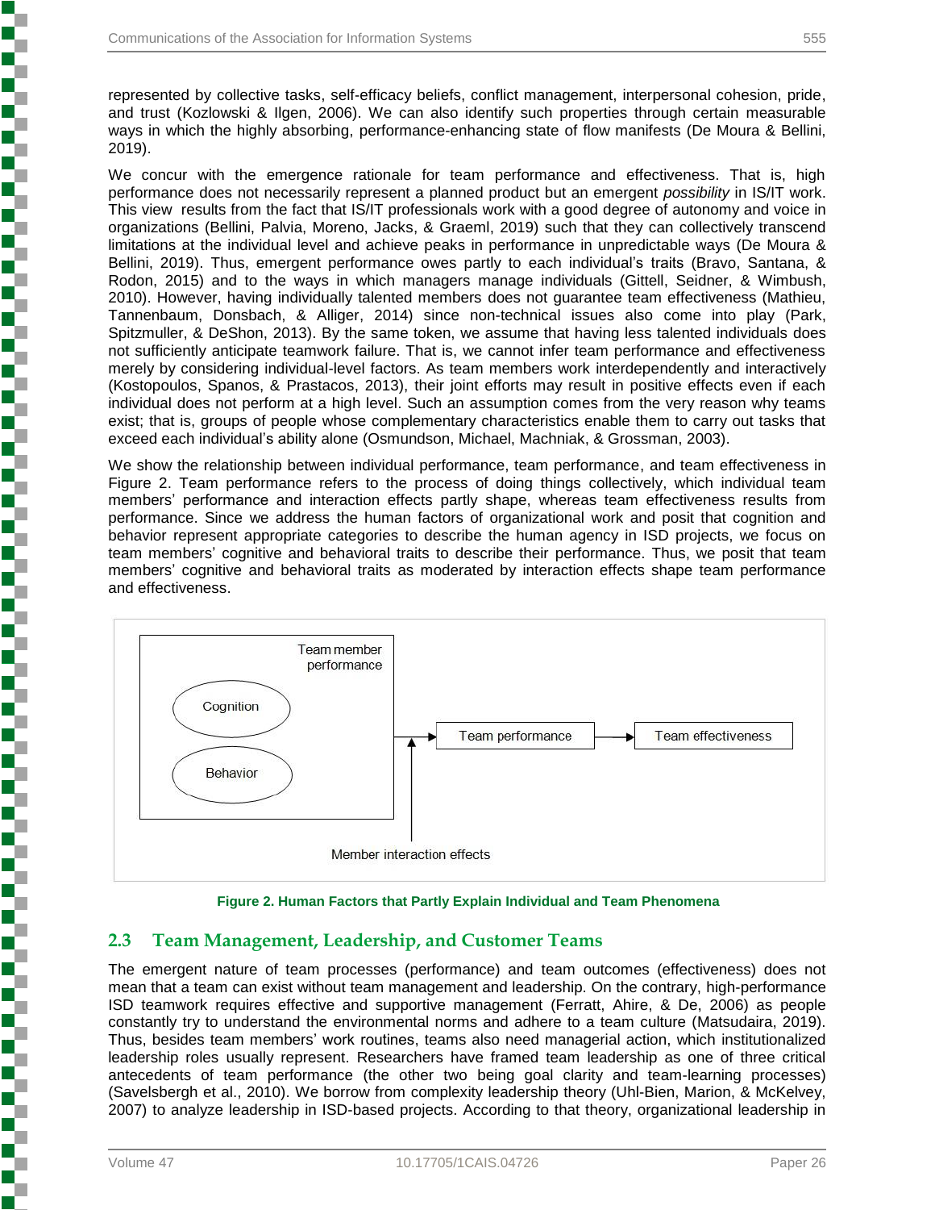represented by collective tasks, self-efficacy beliefs, conflict management, interpersonal cohesion, pride, and trust (Kozlowski & Ilgen, 2006). We can also identify such properties through certain measurable ways in which the highly absorbing, performance-enhancing state of flow manifests (De Moura & Bellini, 2019).

We concur with the emergence rationale for team performance and effectiveness. That is, high performance does not necessarily represent a planned product but an emergent *possibility* in IS/IT work. This view results from the fact that IS/IT professionals work with a good degree of autonomy and voice in organizations (Bellini, Palvia, Moreno, Jacks, & Graeml, 2019) such that they can collectively transcend limitations at the individual level and achieve peaks in performance in unpredictable ways (De Moura & Bellini, 2019). Thus, emergent performance owes partly to each individual's traits (Bravo, Santana, & Rodon, 2015) and to the ways in which managers manage individuals (Gittell, Seidner, & Wimbush, 2010). However, having individually talented members does not guarantee team effectiveness (Mathieu, Tannenbaum, Donsbach, & Alliger, 2014) since non-technical issues also come into play (Park, Spitzmuller, & DeShon, 2013). By the same token, we assume that having less talented individuals does not sufficiently anticipate teamwork failure. That is, we cannot infer team performance and effectiveness merely by considering individual-level factors. As team members work interdependently and interactively (Kostopoulos, Spanos, & Prastacos, 2013), their joint efforts may result in positive effects even if each individual does not perform at a high level. Such an assumption comes from the very reason why teams exist; that is, groups of people whose complementary characteristics enable them to carry out tasks that exceed each individual's ability alone (Osmundson, Michael, Machniak, & Grossman, 2003).

We show the relationship between individual performance, team performance, and team effectiveness in Figure 2. Team performance refers to the process of doing things collectively, which individual team members' performance and interaction effects partly shape, whereas team effectiveness results from performance. Since we address the human factors of organizational work and posit that cognition and behavior represent appropriate categories to describe the human agency in ISD projects, we focus on team members' cognitive and behavioral traits to describe their performance. Thus, we posit that team members' cognitive and behavioral traits as moderated by interaction effects shape team performance and effectiveness.

Team member performance: Cognition, Behavior → Team performance → Team effectiveness

Member interaction effects → Team performance

**Figure 2. Human Factors that Partly Explain Individual and Team Phenomena**

## 2.3 Team Management, Leadership, and Customer Teams

The emergent nature of team processes (performance) and team outcomes (effectiveness) does not mean that a team can exist without team management and leadership. On the contrary, high-performance ISD teamwork requires effective and supportive management (Ferratt, Ahire, & De, 2006) as people constantly try to understand the environmental norms and adhere to a team culture (Matsudaira, 2019). Thus, besides team members' work routines, teams also need managerial action, which institutionalized leadership roles usually represent. Researchers have framed team leadership as one of three critical antecedents of team performance (the other two being goal clarity and team-learning processes) (Savelsbergh et al., 2010). We borrow from complexity leadership theory (Uhl-Bien, Marion, & McKelvey, 2007) to analyze leadership in ISD-based projects. According to that theory, organizational leadership in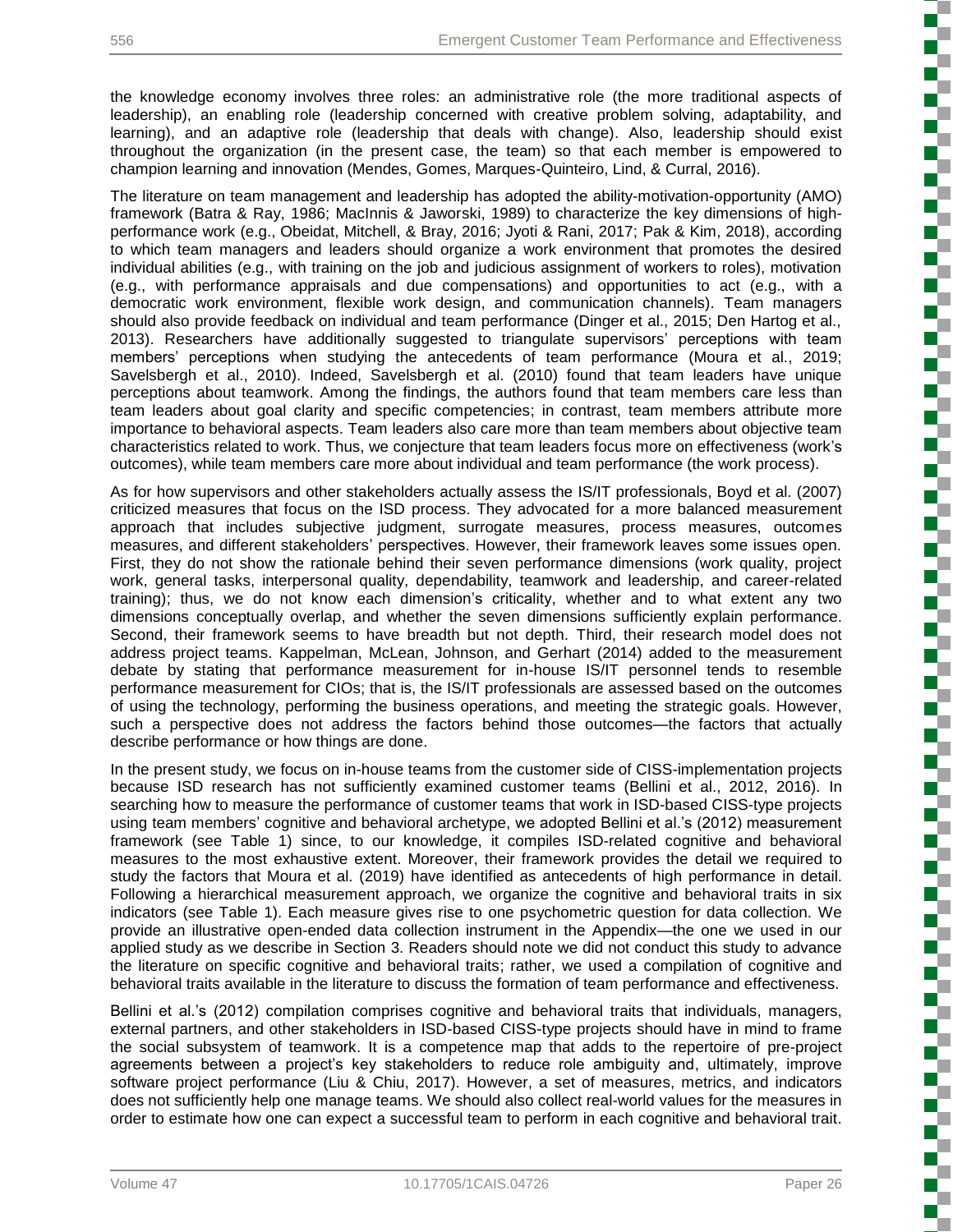the knowledge economy involves three roles: an administrative role (the more traditional aspects of leadership), an enabling role (leadership concerned with creative problem solving, adaptability, and learning), and an adaptive role (leadership that deals with change). Also, leadership should exist throughout the organization (in the present case, the team) so that each member is empowered to champion learning and innovation (Mendes, Gomes, Marques-Quinteiro, Lind, & Curral, 2016).

The literature on team management and leadership has adopted the ability-motivation-opportunity (AMO) framework (Batra & Ray, 1986; MacInnis & Jaworski, 1989) to characterize the key dimensions of high-performance work (e.g., Obeidat, Mitchell, & Bray, 2016; Jyoti & Rani, 2017; Pak & Kim, 2018), according to which team managers and leaders should organize a work environment that promotes the desired individual abilities (e.g., with training on the job and judicious assignment of workers to roles), motivation (e.g., with performance appraisals and due compensations) and opportunities to act (e.g., with a democratic work environment, flexible work design, and communication channels). Team managers should also provide feedback on individual and team performance (Dinger et al., 2015; Den Hartog et al., 2013). Researchers have additionally suggested to triangulate supervisors' perceptions with team members' perceptions when studying the antecedents of team performance (Moura et al., 2019; Savelsbergh et al., 2010). Indeed, Savelsbergh et al. (2010) found that team leaders have unique perceptions about teamwork. Among the findings, the authors found that team members care less than team leaders about goal clarity and specific competencies; in contrast, team members attribute more importance to behavioral aspects. Team leaders also care more than team members about objective team characteristics related to work. Thus, we conjecture that team leaders focus more on effectiveness (work's outcomes), while team members care more about individual and team performance (the work process).

As for how supervisors and other stakeholders actually assess the IS/IT professionals, Boyd et al. (2007) criticized measures that focus on the ISD process. They advocated for a more balanced measurement approach that includes subjective judgment, surrogate measures, process measures, outcomes measures, and different stakeholders' perspectives. However, their framework leaves some issues open. First, they do not show the rationale behind their seven performance dimensions (work quality, project work, general tasks, interpersonal quality, dependability, teamwork and leadership, and career-related training); thus, we do not know each dimension's criticality, whether and to what extent any two dimensions conceptually overlap, and whether the seven dimensions sufficiently explain performance. Second, their framework seems to have breadth but not depth. Third, their research model does not address project teams. Kappelman, McLean, Johnson, and Gerhart (2014) added to the measurement debate by stating that performance measurement for in-house IS/IT personnel tends to resemble performance measurement for CIOs; that is, the IS/IT professionals are assessed based on the outcomes of using the technology, performing the business operations, and meeting the strategic goals. However, such a perspective does not address the factors behind those outcomes—the factors that actually describe performance or how things are done.

In the present study, we focus on in-house teams from the customer side of CISS-implementation projects because ISD research has not sufficiently examined customer teams (Bellini et al., 2012, 2016). In searching how to measure the performance of customer teams that work in ISD-based CISS-type projects using team members' cognitive and behavioral archetype, we adopted Bellini et al.'s (2012) measurement framework (see Table 1) since, to our knowledge, it compiles ISD-related cognitive and behavioral measures to the most exhaustive extent. Moreover, their framework provides the detail we required to study the factors that Moura et al. (2019) have identified as antecedents of high performance in detail. Following a hierarchical measurement approach, we organize the cognitive and behavioral traits in six indicators (see Table 1). Each measure gives rise to one psychometric question for data collection. We provide an illustrative open-ended data collection instrument in the Appendix—the one we used in our applied study as we describe in Section 3. Readers should note we did not conduct this study to advance the literature on specific cognitive and behavioral traits; rather, we used a compilation of cognitive and behavioral traits available in the literature to discuss the formation of team performance and effectiveness.

Bellini et al.'s (2012) compilation comprises cognitive and behavioral traits that individuals, managers, external partners, and other stakeholders in ISD-based CISS-type projects should have in mind to frame the social subsystem of teamwork. It is a competence map that adds to the repertoire of pre-project agreements between a project's key stakeholders to reduce role ambiguity and, ultimately, improve software project performance (Liu & Chiu, 2017). However, a set of measures, metrics, and indicators does not sufficiently help one manage teams. We should also collect real-world values for the measures in order to estimate how one can expect a successful team to perform in each cognitive and behavioral trait.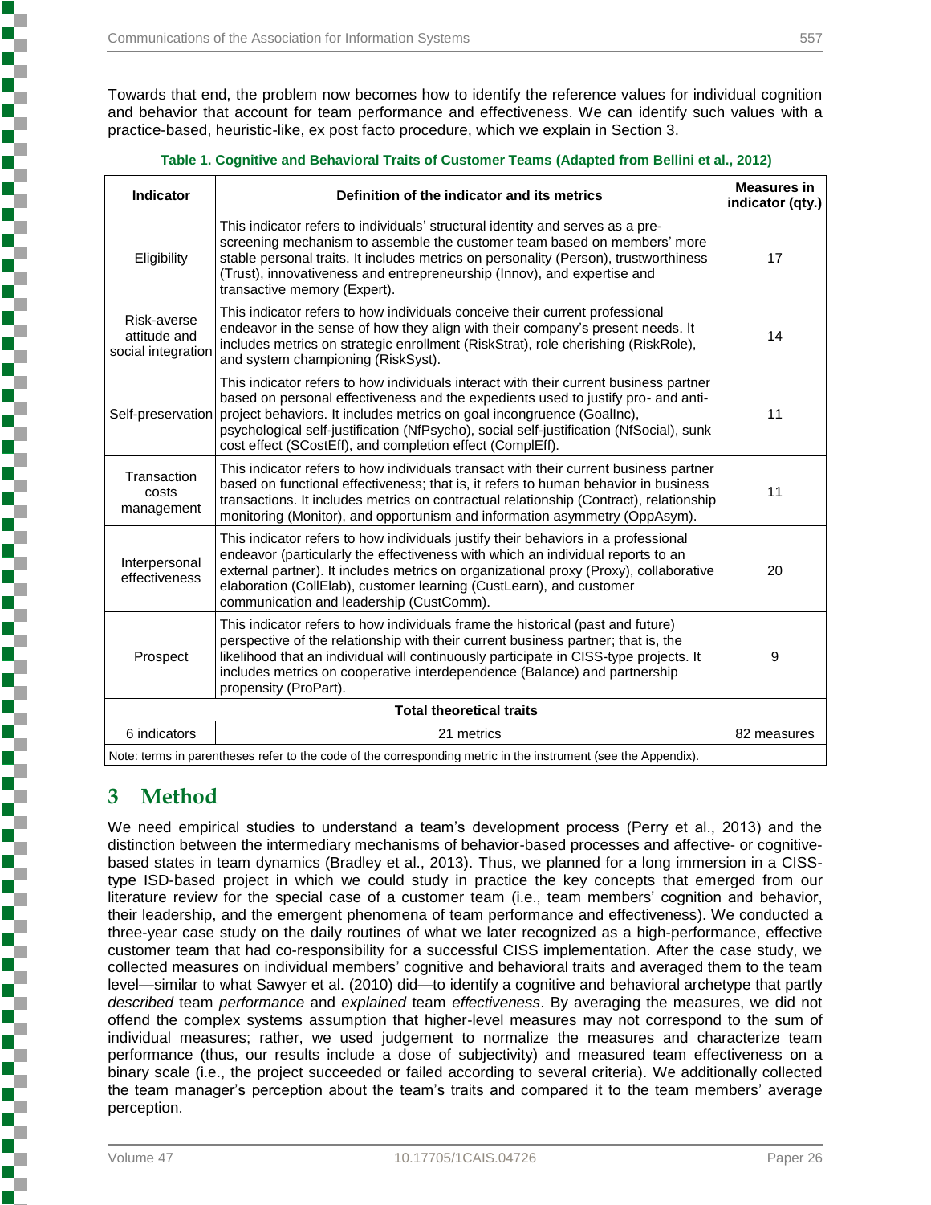Towards that end, the problem now becomes how to identify the reference values for individual cognition and behavior that account for team performance and effectiveness. We can identify such values with a practice-based, heuristic-like, ex post facto procedure, which we explain in Section 3.

**Table 1. Cognitive and Behavioral Traits of Customer Teams (Adapted from Bellini et al., 2012)**

| Indicator | Definition of the indicator and its metrics | Measures in indicator (qty.) |
|---|---|---|
| Eligibility | This indicator refers to individuals' structural identity and serves as a pre-screening mechanism to assemble the customer team based on members' more stable personal traits. It includes metrics on personality (Person), trustworthiness (Trust), innovativeness and entrepreneurship (Innov), and expertise and transactive memory (Expert). | 17 |
| Risk-averse attitude and social integration | This indicator refers to how individuals conceive their current professional endeavor in the sense of how they align with their company's present needs. It includes metrics on strategic enrollment (RiskStrat), role cherishing (RiskRole), and system championing (RiskSyst). | 14 |
| Self-preservation | This indicator refers to how individuals interact with their current business partner based on personal effectiveness and the expedients used to justify pro- and anti-project behaviors. It includes metrics on goal incongruence (GoalInc), psychological self-justification (NfPsycho), social self-justification (NfSocial), sunk cost effect (SCostEff), and completion effect (ComplEff). | 11 |
| Transaction costs management | This indicator refers to how individuals transact with their current business partner based on functional effectiveness; that is, it refers to human behavior in business transactions. It includes metrics on contractual relationship (Contract), relationship monitoring (Monitor), and opportunism and information asymmetry (OppAsym). | 11 |
| Interpersonal effectiveness | This indicator refers to how individuals justify their behaviors in a professional endeavor (particularly the effectiveness with which an individual reports to an external partner). It includes metrics on organizational proxy (Proxy), collaborative elaboration (CollElab), customer learning (CustLearn), and customer communication and leadership (CustComm). | 20 |
| Prospect | This indicator refers to how individuals frame the historical (past and future) perspective of the relationship with their current business partner; that is, the likelihood that an individual will continuously participate in CISS-type projects. It includes metrics on cooperative interdependence (Balance) and partnership propensity (ProPart). | 9 |
| **Total theoretical traits** | | |
| 6 indicators | 21 metrics | 82 measures |
| Note: terms in parentheses refer to the code of the corresponding metric in the instrument (see the Appendix). | | |

# 3 Method

We need empirical studies to understand a team's development process (Perry et al., 2013) and the distinction between the intermediary mechanisms of behavior-based processes and affective- or cognitive-based states in team dynamics (Bradley et al., 2013). Thus, we planned for a long immersion in a CISS-type ISD-based project in which we could study in practice the key concepts that emerged from our literature review for the special case of a customer team (i.e., team members' cognition and behavior, their leadership, and the emergent phenomena of team performance and effectiveness). We conducted a three-year case study on the daily routines of what we later recognized as a high-performance, effective customer team that had co-responsibility for a successful CISS implementation. After the case study, we collected measures on individual members' cognitive and behavioral traits and averaged them to the team level—similar to what Sawyer et al. (2010) did—to identify a cognitive and behavioral archetype that partly *described* team *performance* and *explained* team *effectiveness*. By averaging the measures, we did not offend the complex systems assumption that higher-level measures may not correspond to the sum of individual measures; rather, we used judgement to normalize the measures and characterize team performance (thus, our results include a dose of subjectivity) and measured team effectiveness on a binary scale (i.e., the project succeeded or failed according to several criteria). We additionally collected the team manager's perception about the team's traits and compared it to the team members' average perception.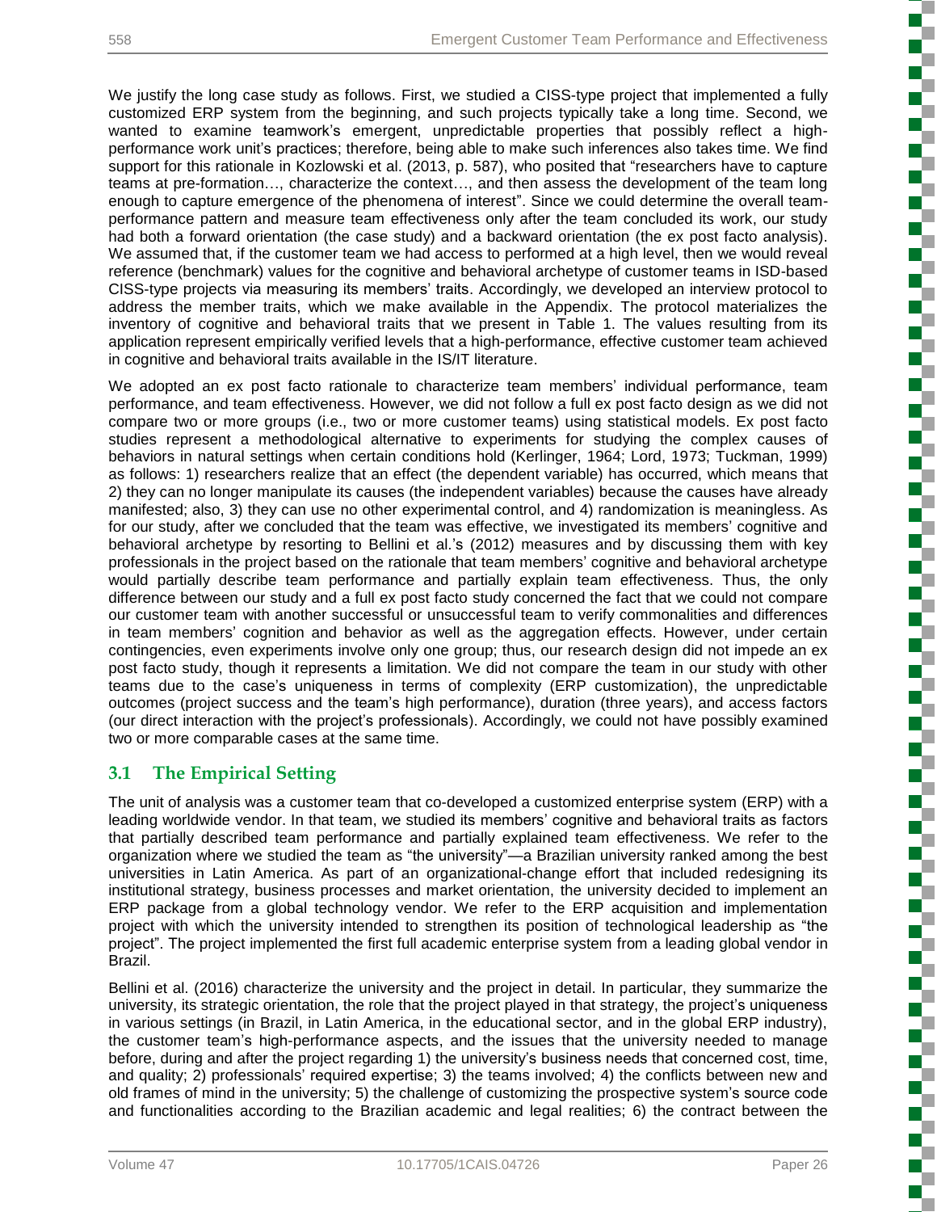We justify the long case study as follows. First, we studied a CISS-type project that implemented a fully customized ERP system from the beginning, and such projects typically take a long time. Second, we wanted to examine teamwork's emergent, unpredictable properties that possibly reflect a high-performance work unit's practices; therefore, being able to make such inferences also takes time. We find support for this rationale in Kozlowski et al. (2013, p. 587), who posited that "researchers have to capture teams at pre-formation…, characterize the context…, and then assess the development of the team long enough to capture emergence of the phenomena of interest". Since we could determine the overall team-performance pattern and measure team effectiveness only after the team concluded its work, our study had both a forward orientation (the case study) and a backward orientation (the ex post facto analysis). We assumed that, if the customer team we had access to performed at a high level, then we would reveal reference (benchmark) values for the cognitive and behavioral archetype of customer teams in ISD-based CISS-type projects via measuring its members' traits. Accordingly, we developed an interview protocol to address the member traits, which we make available in the Appendix. The protocol materializes the inventory of cognitive and behavioral traits that we present in Table 1. The values resulting from its application represent empirically verified levels that a high-performance, effective customer team achieved in cognitive and behavioral traits available in the IS/IT literature.

We adopted an ex post facto rationale to characterize team members' individual performance, team performance, and team effectiveness. However, we did not follow a full ex post facto design as we did not compare two or more groups (i.e., two or more customer teams) using statistical models. Ex post facto studies represent a methodological alternative to experiments for studying the complex causes of behaviors in natural settings when certain conditions hold (Kerlinger, 1964; Lord, 1973; Tuckman, 1999) as follows: 1) researchers realize that an effect (the dependent variable) has occurred, which means that 2) they can no longer manipulate its causes (the independent variables) because the causes have already manifested; also, 3) they can use no other experimental control, and 4) randomization is meaningless. As for our study, after we concluded that the team was effective, we investigated its members' cognitive and behavioral archetype by resorting to Bellini et al.'s (2012) measures and by discussing them with key professionals in the project based on the rationale that team members' cognitive and behavioral archetype would partially describe team performance and partially explain team effectiveness. Thus, the only difference between our study and a full ex post facto study concerned the fact that we could not compare our customer team with another successful or unsuccessful team to verify commonalities and differences in team members' cognition and behavior as well as the aggregation effects. However, under certain contingencies, even experiments involve only one group; thus, our research design did not impede an ex post facto study, though it represents a limitation. We did not compare the team in our study with other teams due to the case's uniqueness in terms of complexity (ERP customization), the unpredictable outcomes (project success and the team's high performance), duration (three years), and access factors (our direct interaction with the project's professionals). Accordingly, we could not have possibly examined two or more comparable cases at the same time.

## 3.1 The Empirical Setting

The unit of analysis was a customer team that co-developed a customized enterprise system (ERP) with a leading worldwide vendor. In that team, we studied its members' cognitive and behavioral traits as factors that partially described team performance and partially explained team effectiveness. We refer to the organization where we studied the team as "the university"—a Brazilian university ranked among the best universities in Latin America. As part of an organizational-change effort that included redesigning its institutional strategy, business processes and market orientation, the university decided to implement an ERP package from a global technology vendor. We refer to the ERP acquisition and implementation project with which the university intended to strengthen its position of technological leadership as "the project". The project implemented the first full academic enterprise system from a leading global vendor in Brazil.

Bellini et al. (2016) characterize the university and the project in detail. In particular, they summarize the university, its strategic orientation, the role that the project played in that strategy, the project's uniqueness in various settings (in Brazil, in Latin America, in the educational sector, and in the global ERP industry), the customer team's high-performance aspects, and the issues that the university needed to manage before, during and after the project regarding 1) the university's business needs that concerned cost, time, and quality; 2) professionals' required expertise; 3) the teams involved; 4) the conflicts between new and old frames of mind in the university; 5) the challenge of customizing the prospective system's source code and functionalities according to the Brazilian academic and legal realities; 6) the contract between the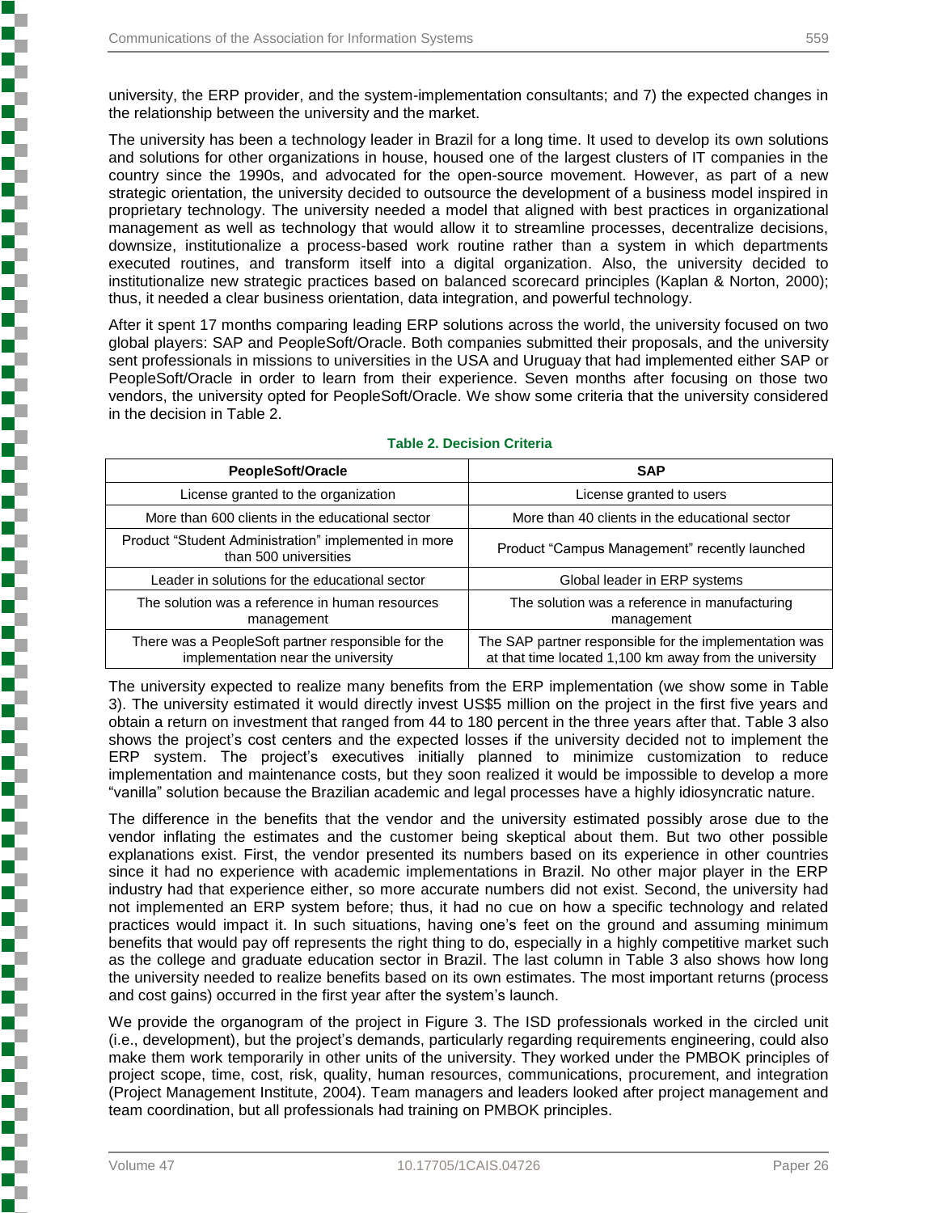university, the ERP provider, and the system-implementation consultants; and 7) the expected changes in the relationship between the university and the market.

The university has been a technology leader in Brazil for a long time. It used to develop its own solutions and solutions for other organizations in house, housed one of the largest clusters of IT companies in the country since the 1990s, and advocated for the open-source movement. However, as part of a new strategic orientation, the university decided to outsource the development of a business model inspired in proprietary technology. The university needed a model that aligned with best practices in organizational management as well as technology that would allow it to streamline processes, decentralize decisions, downsize, institutionalize a process-based work routine rather than a system in which departments executed routines, and transform itself into a digital organization. Also, the university decided to institutionalize new strategic practices based on balanced scorecard principles (Kaplan & Norton, 2000); thus, it needed a clear business orientation, data integration, and powerful technology.

After it spent 17 months comparing leading ERP solutions across the world, the university focused on two global players: SAP and PeopleSoft/Oracle. Both companies submitted their proposals, and the university sent professionals in missions to universities in the USA and Uruguay that had implemented either SAP or PeopleSoft/Oracle in order to learn from their experience. Seven months after focusing on those two vendors, the university opted for PeopleSoft/Oracle. We show some criteria that the university considered in the decision in Table 2.

**Table 2. Decision Criteria**

| PeopleSoft/Oracle | SAP |
|---|---|
| License granted to the organization | License granted to users |
| More than 600 clients in the educational sector | More than 40 clients in the educational sector |
| Product "Student Administration" implemented in more than 500 universities | Product "Campus Management" recently launched |
| Leader in solutions for the educational sector | Global leader in ERP systems |
| The solution was a reference in human resources management | The solution was a reference in manufacturing management |
| There was a PeopleSoft partner responsible for the implementation near the university | The SAP partner responsible for the implementation was at that time located 1,100 km away from the university |

The university expected to realize many benefits from the ERP implementation (we show some in Table 3). The university estimated it would directly invest US$5 million on the project in the first five years and obtain a return on investment that ranged from 44 to 180 percent in the three years after that. Table 3 also shows the project's cost centers and the expected losses if the university decided not to implement the ERP system. The project's executives initially planned to minimize customization to reduce implementation and maintenance costs, but they soon realized it would be impossible to develop a more "vanilla" solution because the Brazilian academic and legal processes have a highly idiosyncratic nature.

The difference in the benefits that the vendor and the university estimated possibly arose due to the vendor inflating the estimates and the customer being skeptical about them. But two other possible explanations exist. First, the vendor presented its numbers based on its experience in other countries since it had no experience with academic implementations in Brazil. No other major player in the ERP industry had that experience either, so more accurate numbers did not exist. Second, the university had not implemented an ERP system before; thus, it had no cue on how a specific technology and related practices would impact it. In such situations, having one's feet on the ground and assuming minimum benefits that would pay off represents the right thing to do, especially in a highly competitive market such as the college and graduate education sector in Brazil. The last column in Table 3 also shows how long the university needed to realize benefits based on its own estimates. The most important returns (process and cost gains) occurred in the first year after the system's launch.

We provide the organogram of the project in Figure 3. The ISD professionals worked in the circled unit (i.e., development), but the project's demands, particularly regarding requirements engineering, could also make them work temporarily in other units of the university. They worked under the PMBOK principles of project scope, time, cost, risk, quality, human resources, communications, procurement, and integration (Project Management Institute, 2004). Team managers and leaders looked after project management and team coordination, but all professionals had training on PMBOK principles.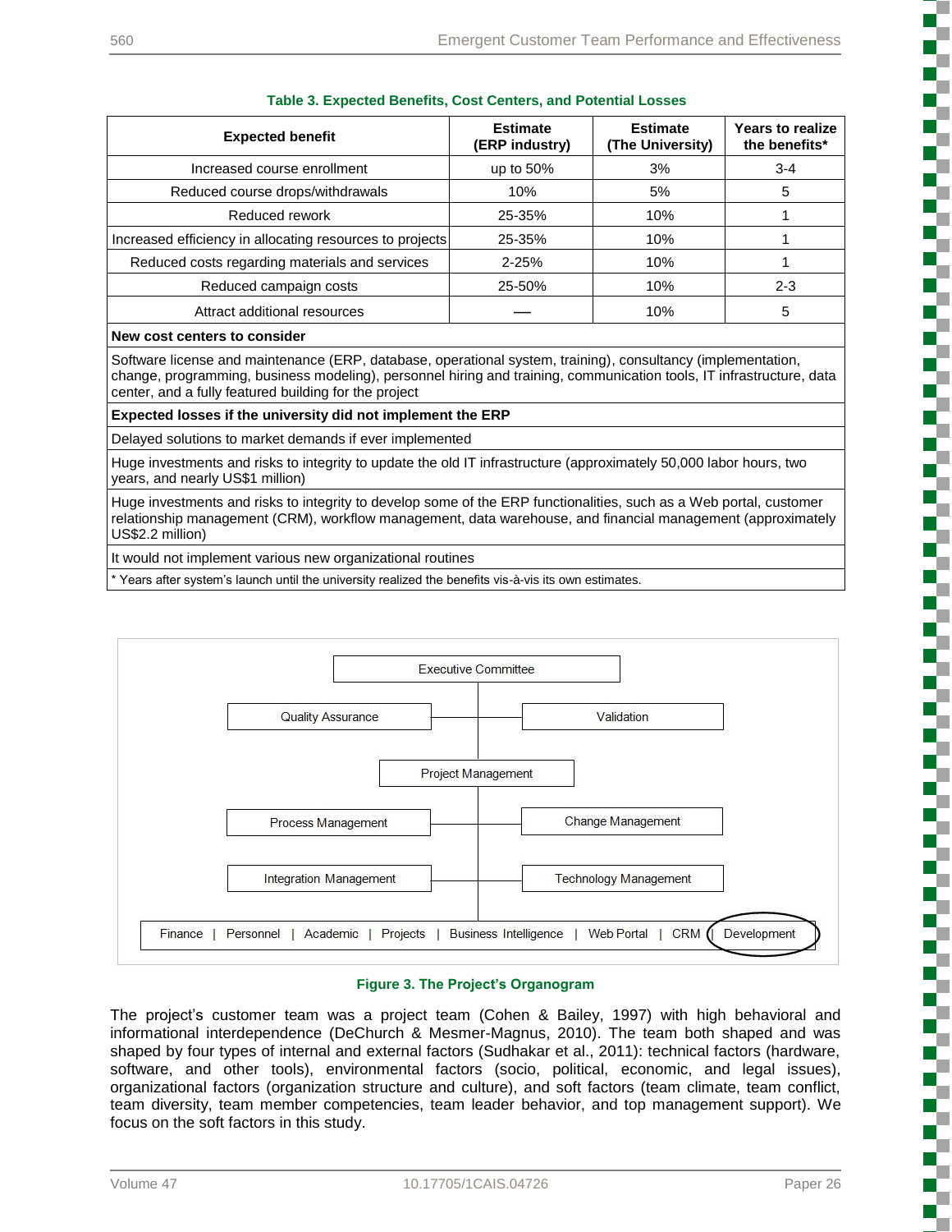**Table 3. Expected Benefits, Cost Centers, and Potential Losses**

| Expected benefit | Estimate (ERP industry) | Estimate (The University) | Years to realize the benefits* |
|---|---|---|---|
| Increased course enrollment | up to 50% | 3% | 3-4 |
| Reduced course drops/withdrawals | 10% | 5% | 5 |
| Reduced rework | 25-35% | 10% | 1 |
| Increased efficiency in allocating resources to projects | 25-35% | 10% | 1 |
| Reduced costs regarding materials and services | 2-25% | 10% | 1 |
| Reduced campaign costs | 25-50% | 10% | 2-3 |
| Attract additional resources | — | 10% | 5 |
| **New cost centers to consider** | | | |
| Software license and maintenance (ERP, database, operational system, training), consultancy (implementation, change, programming, business modeling), personnel hiring and training, communication tools, IT infrastructure, data center, and a fully featured building for the project | | | |
| **Expected losses if the university did not implement the ERP** | | | |
| Delayed solutions to market demands if ever implemented | | | |
| Huge investments and risks to integrity to update the old IT infrastructure (approximately 50,000 labor hours, two years, and nearly US$1 million) | | | |
| Huge investments and risks to integrity to develop some of the ERP functionalities, such as a Web portal, customer relationship management (CRM), workflow management, data warehouse, and financial management (approximately US$2.2 million) | | | |
| It would not implement various new organizational routines | | | |

\* Years after system's launch until the university realized the benefits vis-à-vis its own estimates.

**Figure 3. The Project's Organogram**

The project's customer team was a project team (Cohen & Bailey, 1997) with high behavioral and informational interdependence (DeChurch & Mesmer-Magnus, 2010). The team both shaped and was shaped by four types of internal and external factors (Sudhakar et al., 2011): technical factors (hardware, software, and other tools), environmental factors (socio, political, economic, and legal issues), organizational factors (organization structure and culture), and soft factors (team climate, team conflict, team diversity, team member competencies, team leader behavior, and top management support). We focus on the soft factors in this study.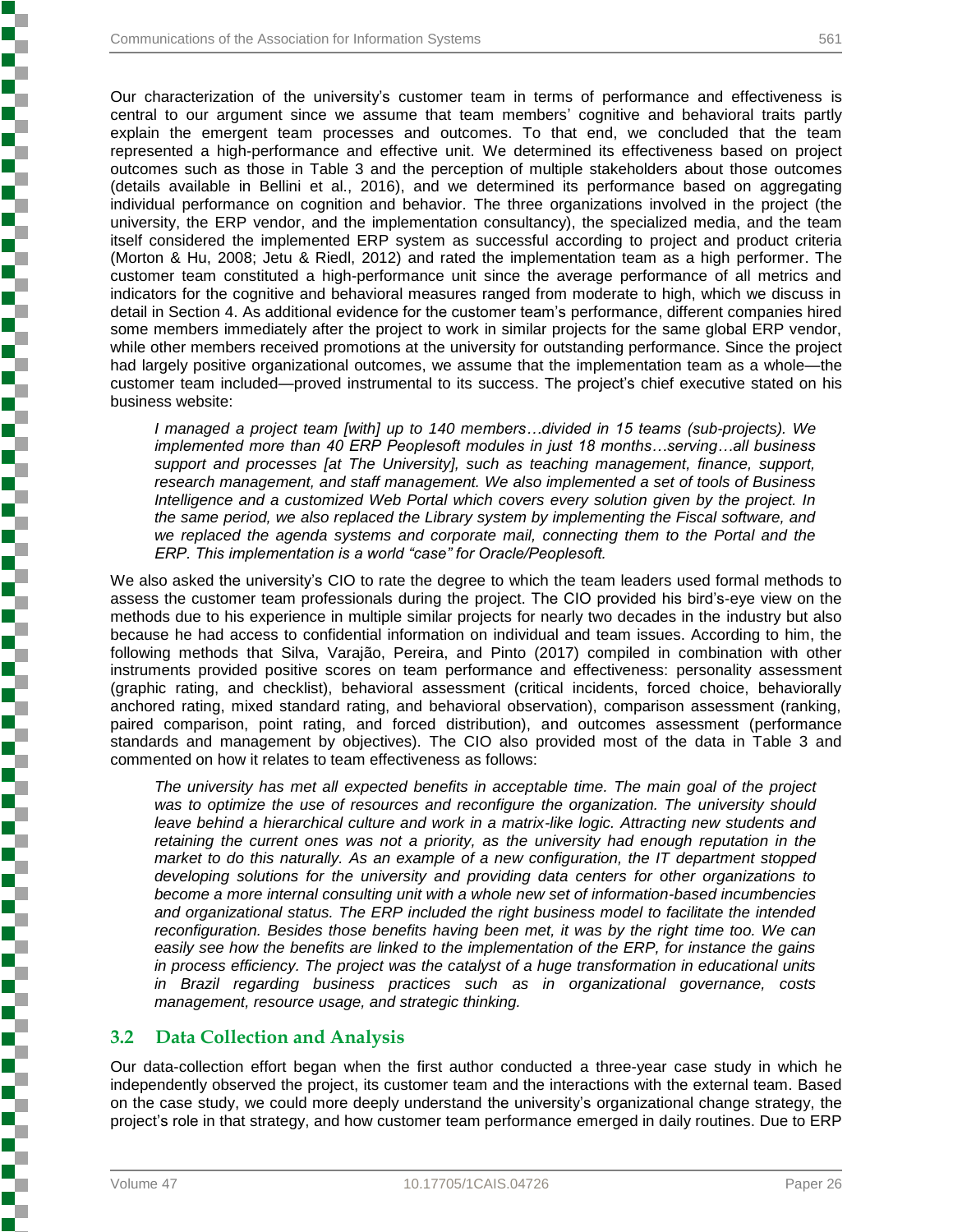Our characterization of the university's customer team in terms of performance and effectiveness is central to our argument since we assume that team members' cognitive and behavioral traits partly explain the emergent team processes and outcomes. To that end, we concluded that the team represented a high-performance and effective unit. We determined its effectiveness based on project outcomes such as those in Table 3 and the perception of multiple stakeholders about those outcomes (details available in Bellini et al., 2016), and we determined its performance based on aggregating individual performance on cognition and behavior. The three organizations involved in the project (the university, the ERP vendor, and the implementation consultancy), the specialized media, and the team itself considered the implemented ERP system as successful according to project and product criteria (Morton & Hu, 2008; Jetu & Riedl, 2012) and rated the implementation team as a high performer. The customer team constituted a high-performance unit since the average performance of all metrics and indicators for the cognitive and behavioral measures ranged from moderate to high, which we discuss in detail in Section 4. As additional evidence for the customer team's performance, different companies hired some members immediately after the project to work in similar projects for the same global ERP vendor, while other members received promotions at the university for outstanding performance. Since the project had largely positive organizational outcomes, we assume that the implementation team as a whole—the customer team included—proved instrumental to its success. The project's chief executive stated on his business website:

> *I managed a project team [with] up to 140 members…divided in 15 teams (sub-projects). We implemented more than 40 ERP Peoplesoft modules in just 18 months…serving…all business support and processes [at The University], such as teaching management, finance, support, research management, and staff management. We also implemented a set of tools of Business Intelligence and a customized Web Portal which covers every solution given by the project. In the same period, we also replaced the Library system by implementing the Fiscal software, and we replaced the agenda systems and corporate mail, connecting them to the Portal and the ERP. This implementation is a world "case" for Oracle/Peoplesoft.*

We also asked the university's CIO to rate the degree to which the team leaders used formal methods to assess the customer team professionals during the project. The CIO provided his bird's-eye view on the methods due to his experience in multiple similar projects for nearly two decades in the industry but also because he had access to confidential information on individual and team issues. According to him, the following methods that Silva, Varajão, Pereira, and Pinto (2017) compiled in combination with other instruments provided positive scores on team performance and effectiveness: personality assessment (graphic rating, and checklist), behavioral assessment (critical incidents, forced choice, behaviorally anchored rating, mixed standard rating, and behavioral observation), comparison assessment (ranking, paired comparison, point rating, and forced distribution), and outcomes assessment (performance standards and management by objectives). The CIO also provided most of the data in Table 3 and commented on how it relates to team effectiveness as follows:

> *The university has met all expected benefits in acceptable time. The main goal of the project was to optimize the use of resources and reconfigure the organization. The university should leave behind a hierarchical culture and work in a matrix-like logic. Attracting new students and retaining the current ones was not a priority, as the university had enough reputation in the market to do this naturally. As an example of a new configuration, the IT department stopped developing solutions for the university and providing data centers for other organizations to become a more internal consulting unit with a whole new set of information-based incumbencies and organizational status. The ERP included the right business model to facilitate the intended reconfiguration. Besides those benefits having been met, it was by the right time too. We can easily see how the benefits are linked to the implementation of the ERP, for instance the gains in process efficiency. The project was the catalyst of a huge transformation in educational units in Brazil regarding business practices such as in organizational governance, costs management, resource usage, and strategic thinking.*

## 3.2 Data Collection and Analysis

Our data-collection effort began when the first author conducted a three-year case study in which he independently observed the project, its customer team and the interactions with the external team. Based on the case study, we could more deeply understand the university's organizational change strategy, the project's role in that strategy, and how customer team performance emerged in daily routines. Due to ERP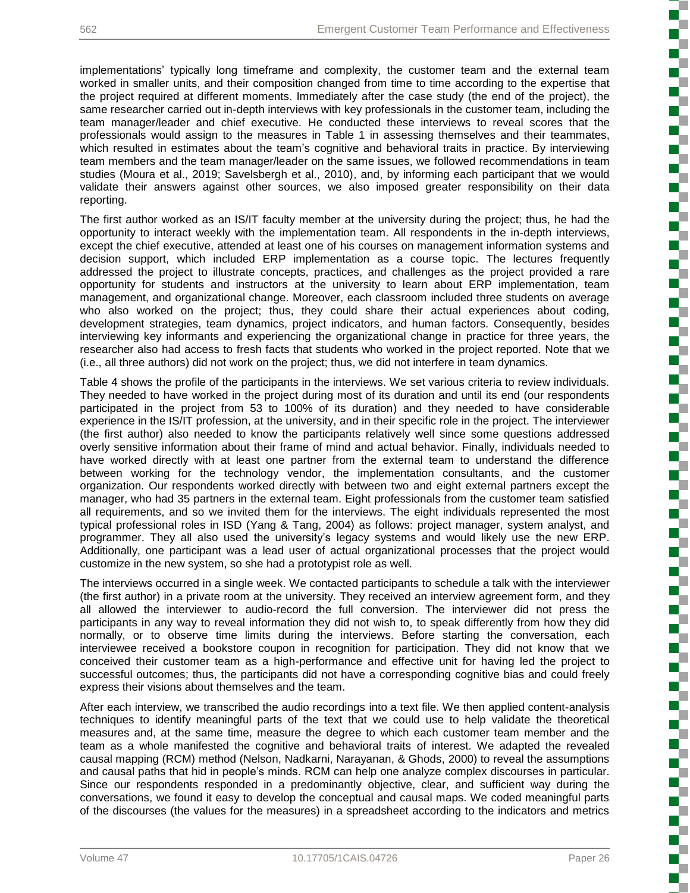implementations' typically long timeframe and complexity, the customer team and the external team worked in smaller units, and their composition changed from time to time according to the expertise that the project required at different moments. Immediately after the case study (the end of the project), the same researcher carried out in-depth interviews with key professionals in the customer team, including the team manager/leader and chief executive. He conducted these interviews to reveal scores that the professionals would assign to the measures in Table 1 in assessing themselves and their teammates, which resulted in estimates about the team's cognitive and behavioral traits in practice. By interviewing team members and the team manager/leader on the same issues, we followed recommendations in team studies (Moura et al., 2019; Savelsbergh et al., 2010), and, by informing each participant that we would validate their answers against other sources, we also imposed greater responsibility on their data reporting.

The first author worked as an IS/IT faculty member at the university during the project; thus, he had the opportunity to interact weekly with the implementation team. All respondents in the in-depth interviews, except the chief executive, attended at least one of his courses on management information systems and decision support, which included ERP implementation as a course topic. The lectures frequently addressed the project to illustrate concepts, practices, and challenges as the project provided a rare opportunity for students and instructors at the university to learn about ERP implementation, team management, and organizational change. Moreover, each classroom included three students on average who also worked on the project; thus, they could share their actual experiences about coding, development strategies, team dynamics, project indicators, and human factors. Consequently, besides interviewing key informants and experiencing the organizational change in practice for three years, the researcher also had access to fresh facts that students who worked in the project reported. Note that we (i.e., all three authors) did not work on the project; thus, we did not interfere in team dynamics.

Table 4 shows the profile of the participants in the interviews. We set various criteria to review individuals. They needed to have worked in the project during most of its duration and until its end (our respondents participated in the project from 53 to 100% of its duration) and they needed to have considerable experience in the IS/IT profession, at the university, and in their specific role in the project. The interviewer (the first author) also needed to know the participants relatively well since some questions addressed overly sensitive information about their frame of mind and actual behavior. Finally, individuals needed to have worked directly with at least one partner from the external team to understand the difference between working for the technology vendor, the implementation consultants, and the customer organization. Our respondents worked directly with between two and eight external partners except the manager, who had 35 partners in the external team. Eight professionals from the customer team satisfied all requirements, and so we invited them for the interviews. The eight individuals represented the most typical professional roles in ISD (Yang & Tang, 2004) as follows: project manager, system analyst, and programmer. They all also used the university's legacy systems and would likely use the new ERP. Additionally, one participant was a lead user of actual organizational processes that the project would customize in the new system, so she had a prototypist role as well.

The interviews occurred in a single week. We contacted participants to schedule a talk with the interviewer (the first author) in a private room at the university. They received an interview agreement form, and they all allowed the interviewer to audio-record the full conversion. The interviewer did not press the participants in any way to reveal information they did not wish to, to speak differently from how they did normally, or to observe time limits during the interviews. Before starting the conversation, each interviewee received a bookstore coupon in recognition for participation. They did not know that we conceived their customer team as a high-performance and effective unit for having led the project to successful outcomes; thus, the participants did not have a corresponding cognitive bias and could freely express their visions about themselves and the team.

After each interview, we transcribed the audio recordings into a text file. We then applied content-analysis techniques to identify meaningful parts of the text that we could use to help validate the theoretical measures and, at the same time, measure the degree to which each customer team member and the team as a whole manifested the cognitive and behavioral traits of interest. We adapted the revealed causal mapping (RCM) method (Nelson, Nadkarni, Narayanan, & Ghods, 2000) to reveal the assumptions and causal paths that hid in people's minds. RCM can help one analyze complex discourses in particular. Since our respondents responded in a predominantly objective, clear, and sufficient way during the conversations, we found it easy to develop the conceptual and causal maps. We coded meaningful parts of the discourses (the values for the measures) in a spreadsheet according to the indicators and metrics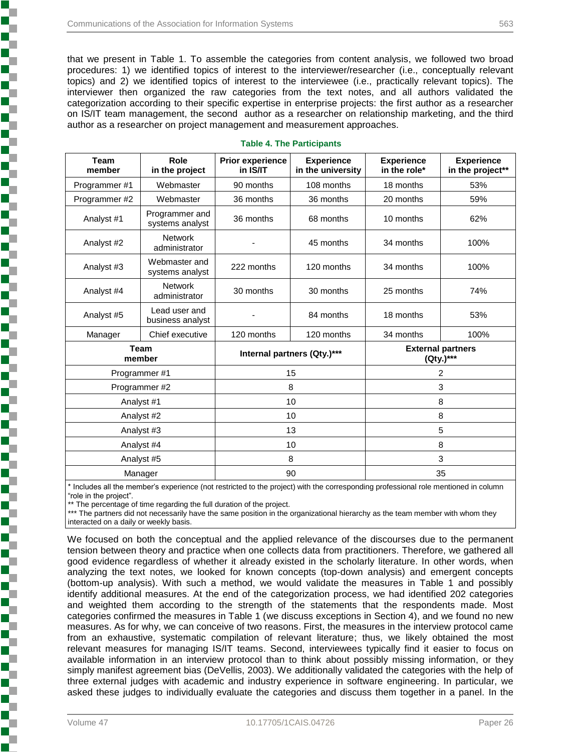that we present in Table 1. To assemble the categories from content analysis, we followed two broad procedures: 1) we identified topics of interest to the interviewer/researcher (i.e., conceptually relevant topics) and 2) we identified topics of interest to the interviewee (i.e., practically relevant topics). The interviewer then organized the raw categories from the text notes, and all authors validated the categorization according to their specific expertise in enterprise projects: the first author as a researcher on IS/IT team management, the second author as a researcher on relationship marketing, and the third author as a researcher on project management and measurement approaches.

**Table 4. The Participants**

| Team member | Role in the project | Prior experience in IS/IT | Experience in the university | Experience in the role* | Experience in the project** |
|---|---|---|---|---|---|
| Programmer #1 | Webmaster | 90 months | 108 months | 18 months | 53% |
| Programmer #2 | Webmaster | 36 months | 36 months | 20 months | 59% |
| Analyst #1 | Programmer and systems analyst | 36 months | 68 months | 10 months | 62% |
| Analyst #2 | Network administrator | - | 45 months | 34 months | 100% |
| Analyst #3 | Webmaster and systems analyst | 222 months | 120 months | 34 months | 100% |
| Analyst #4 | Network administrator | 30 months | 30 months | 25 months | 74% |
| Analyst #5 | Lead user and business analyst | - | 84 months | 18 months | 53% |
| Manager | Chief executive | 120 months | 120 months | 34 months | 100% |
| **Team member** | | **Internal partners (Qty.)***** | | **External partners (Qty.)***** | |
| Programmer #1 | | 15 | | 2 | |
| Programmer #2 | | 8 | | 3 | |
| Analyst #1 | | 10 | | 8 | |
| Analyst #2 | | 10 | | 8 | |
| Analyst #3 | | 13 | | 5 | |
| Analyst #4 | | 10 | | 8 | |
| Analyst #5 | | 8 | | 3 | |
| Manager | | 90 | | 35 | |

\* Includes all the member's experience (not restricted to the project) with the corresponding professional role mentioned in column "role in the project".
\*\* The percentage of time regarding the full duration of the project.
\*\*\* The partners did not necessarily have the same position in the organizational hierarchy as the team member with whom they interacted on a daily or weekly basis.

We focused on both the conceptual and the applied relevance of the discourses due to the permanent tension between theory and practice when one collects data from practitioners. Therefore, we gathered all good evidence regardless of whether it already existed in the scholarly literature. In other words, when analyzing the text notes, we looked for known concepts (top-down analysis) and emergent concepts (bottom-up analysis). With such a method, we would validate the measures in Table 1 and possibly identify additional measures. At the end of the categorization process, we had identified 202 categories and weighted them according to the strength of the statements that the respondents made. Most categories confirmed the measures in Table 1 (we discuss exceptions in Section 4), and we found no new measures. As for why, we can conceive of two reasons. First, the measures in the interview protocol came from an exhaustive, systematic compilation of relevant literature; thus, we likely obtained the most relevant measures for managing IS/IT teams. Second, interviewees typically find it easier to focus on available information in an interview protocol than to think about possibly missing information, or they simply manifest agreement bias (DeVellis, 2003). We additionally validated the categories with the help of three external judges with academic and industry experience in software engineering. In particular, we asked these judges to individually evaluate the categories and discuss them together in a panel. In the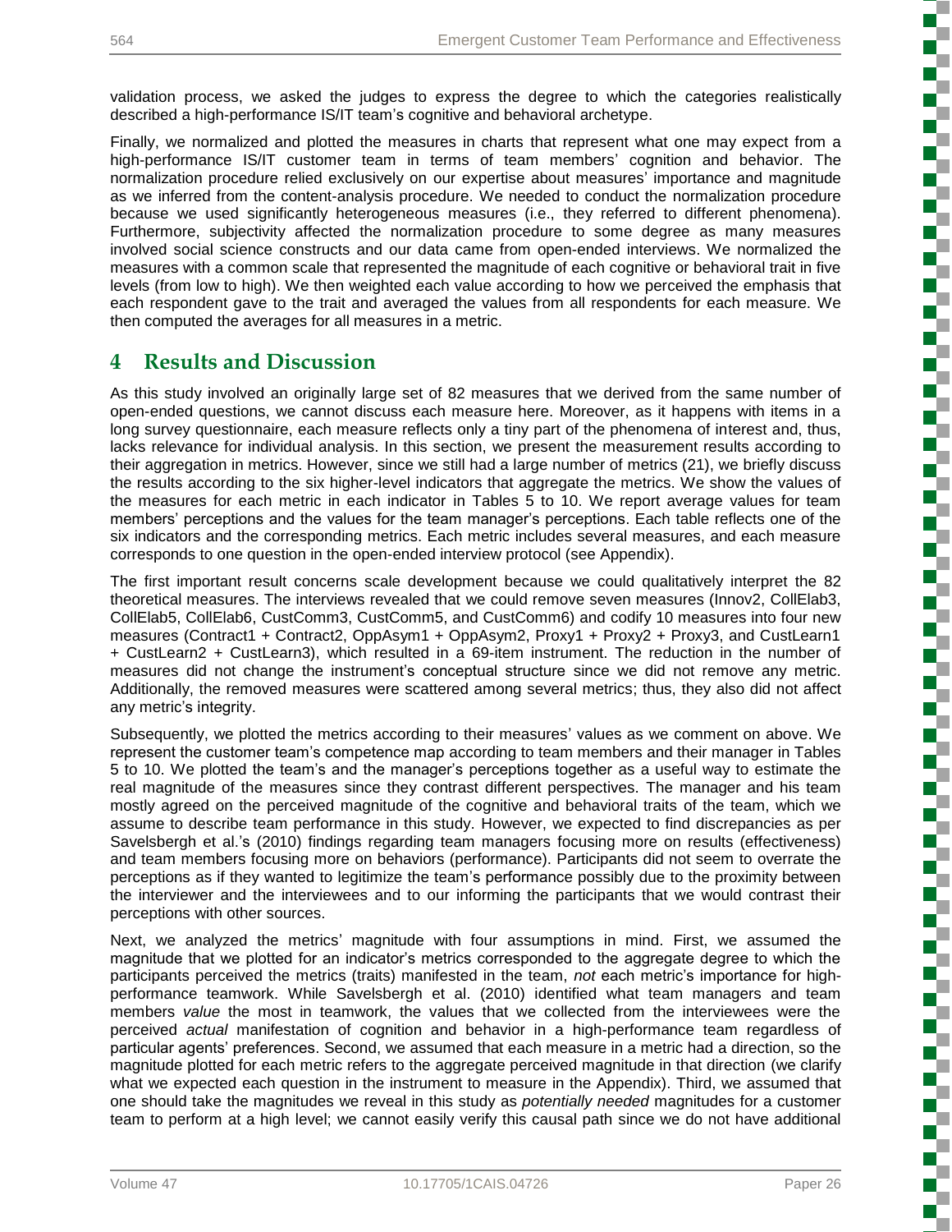validation process, we asked the judges to express the degree to which the categories realistically described a high-performance IS/IT team's cognitive and behavioral archetype.

Finally, we normalized and plotted the measures in charts that represent what one may expect from a high-performance IS/IT customer team in terms of team members' cognition and behavior. The normalization procedure relied exclusively on our expertise about measures' importance and magnitude as we inferred from the content-analysis procedure. We needed to conduct the normalization procedure because we used significantly heterogeneous measures (i.e., they referred to different phenomena). Furthermore, subjectivity affected the normalization procedure to some degree as many measures involved social science constructs and our data came from open-ended interviews. We normalized the measures with a common scale that represented the magnitude of each cognitive or behavioral trait in five levels (from low to high). We then weighted each value according to how we perceived the emphasis that each respondent gave to the trait and averaged the values from all respondents for each measure. We then computed the averages for all measures in a metric.

# 4 Results and Discussion

As this study involved an originally large set of 82 measures that we derived from the same number of open-ended questions, we cannot discuss each measure here. Moreover, as it happens with items in a long survey questionnaire, each measure reflects only a tiny part of the phenomena of interest and, thus, lacks relevance for individual analysis. In this section, we present the measurement results according to their aggregation in metrics. However, since we still had a large number of metrics (21), we briefly discuss the results according to the six higher-level indicators that aggregate the metrics. We show the values of the measures for each metric in each indicator in Tables 5 to 10. We report average values for team members' perceptions and the values for the team manager's perceptions. Each table reflects one of the six indicators and the corresponding metrics. Each metric includes several measures, and each measure corresponds to one question in the open-ended interview protocol (see Appendix).

The first important result concerns scale development because we could qualitatively interpret the 82 theoretical measures. The interviews revealed that we could remove seven measures (Innov2, CollElab3, CollElab5, CollElab6, CustComm3, CustComm5, and CustComm6) and codify 10 measures into four new measures (Contract1 + Contract2, OppAsym1 + OppAsym2, Proxy1 + Proxy2 + Proxy3, and CustLearn1 + CustLearn2 + CustLearn3), which resulted in a 69-item instrument. The reduction in the number of measures did not change the instrument's conceptual structure since we did not remove any metric. Additionally, the removed measures were scattered among several metrics; thus, they also did not affect any metric's integrity.

Subsequently, we plotted the metrics according to their measures' values as we comment on above. We represent the customer team's competence map according to team members and their manager in Tables 5 to 10. We plotted the team's and the manager's perceptions together as a useful way to estimate the real magnitude of the measures since they contrast different perspectives. The manager and his team mostly agreed on the perceived magnitude of the cognitive and behavioral traits of the team, which we assume to describe team performance in this study. However, we expected to find discrepancies as per Savelsbergh et al.'s (2010) findings regarding team managers focusing more on results (effectiveness) and team members focusing more on behaviors (performance). Participants did not seem to overrate the perceptions as if they wanted to legitimize the team's performance possibly due to the proximity between the interviewer and the interviewees and to our informing the participants that we would contrast their perceptions with other sources.

Next, we analyzed the metrics' magnitude with four assumptions in mind. First, we assumed the magnitude that we plotted for an indicator's metrics corresponded to the aggregate degree to which the participants perceived the metrics (traits) manifested in the team, *not* each metric's importance for high-performance teamwork. While Savelsbergh et al. (2010) identified what team managers and team members *value* the most in teamwork, the values that we collected from the interviewees were the perceived *actual* manifestation of cognition and behavior in a high-performance team regardless of particular agents' preferences. Second, we assumed that each measure in a metric had a direction, so the magnitude plotted for each metric refers to the aggregate perceived magnitude in that direction (we clarify what we expected each question in the instrument to measure in the Appendix). Third, we assumed that one should take the magnitudes we reveal in this study as *potentially needed* magnitudes for a customer team to perform at a high level; we cannot easily verify this causal path since we do not have additional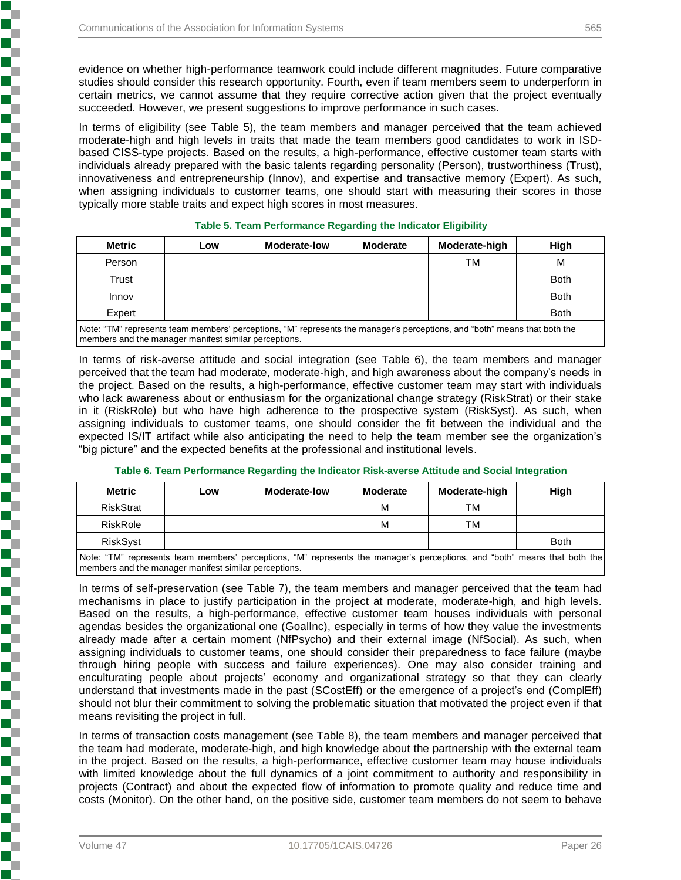evidence on whether high-performance teamwork could include different magnitudes. Future comparative studies should consider this research opportunity. Fourth, even if team members seem to underperform in certain metrics, we cannot assume that they require corrective action given that the project eventually succeeded. However, we present suggestions to improve performance in such cases.

In terms of eligibility (see Table 5), the team members and manager perceived that the team achieved moderate-high and high levels in traits that made the team members good candidates to work in ISD-based CISS-type projects. Based on the results, a high-performance, effective customer team starts with individuals already prepared with the basic talents regarding personality (Person), trustworthiness (Trust), innovativeness and entrepreneurship (Innov), and expertise and transactive memory (Expert). As such, when assigning individuals to customer teams, one should start with measuring their scores in those typically more stable traits and expect high scores in most measures.

**Table 5. Team Performance Regarding the Indicator Eligibility**

| Metric | Low | Moderate-low | Moderate | Moderate-high | High |
|---|---|---|---|---|---|
| Person | | | | TM | M |
| Trust | | | | | Both |
| Innov | | | | | Both |
| Expert | | | | | Both |

Note: "TM" represents team members' perceptions, "M" represents the manager's perceptions, and "both" means that both the members and the manager manifest similar perceptions.

In terms of risk-averse attitude and social integration (see Table 6), the team members and manager perceived that the team had moderate, moderate-high, and high awareness about the company's needs in the project. Based on the results, a high-performance, effective customer team may start with individuals who lack awareness about or enthusiasm for the organizational change strategy (RiskStrat) or their stake in it (RiskRole) but who have high adherence to the prospective system (RiskSyst). As such, when assigning individuals to customer teams, one should consider the fit between the individual and the expected IS/IT artifact while also anticipating the need to help the team member see the organization's "big picture" and the expected benefits at the professional and institutional levels.

**Table 6. Team Performance Regarding the Indicator Risk-averse Attitude and Social Integration**

| Metric | Low | Moderate-low | Moderate | Moderate-high | High |
|---|---|---|---|---|---|
| RiskStrat | | | M | TM | |
| RiskRole | | | M | TM | |
| RiskSyst | | | | | Both |

Note: "TM" represents team members' perceptions, "M" represents the manager's perceptions, and "both" means that both the members and the manager manifest similar perceptions.

In terms of self-preservation (see Table 7), the team members and manager perceived that the team had mechanisms in place to justify participation in the project at moderate, moderate-high, and high levels. Based on the results, a high-performance, effective customer team houses individuals with personal agendas besides the organizational one (GoalInc), especially in terms of how they value the investments already made after a certain moment (NfPsycho) and their external image (NfSocial). As such, when assigning individuals to customer teams, one should consider their preparedness to face failure (maybe through hiring people with success and failure experiences). One may also consider training and enculturating people about projects' economy and organizational strategy so that they can clearly understand that investments made in the past (SCostEff) or the emergence of a project's end (ComplEff) should not blur their commitment to solving the problematic situation that motivated the project even if that means revisiting the project in full.

In terms of transaction costs management (see Table 8), the team members and manager perceived that the team had moderate, moderate-high, and high knowledge about the partnership with the external team in the project. Based on the results, a high-performance, effective customer team may house individuals with limited knowledge about the full dynamics of a joint commitment to authority and responsibility in projects (Contract) and about the expected flow of information to promote quality and reduce time and costs (Monitor). On the other hand, on the positive side, customer team members do not seem to behave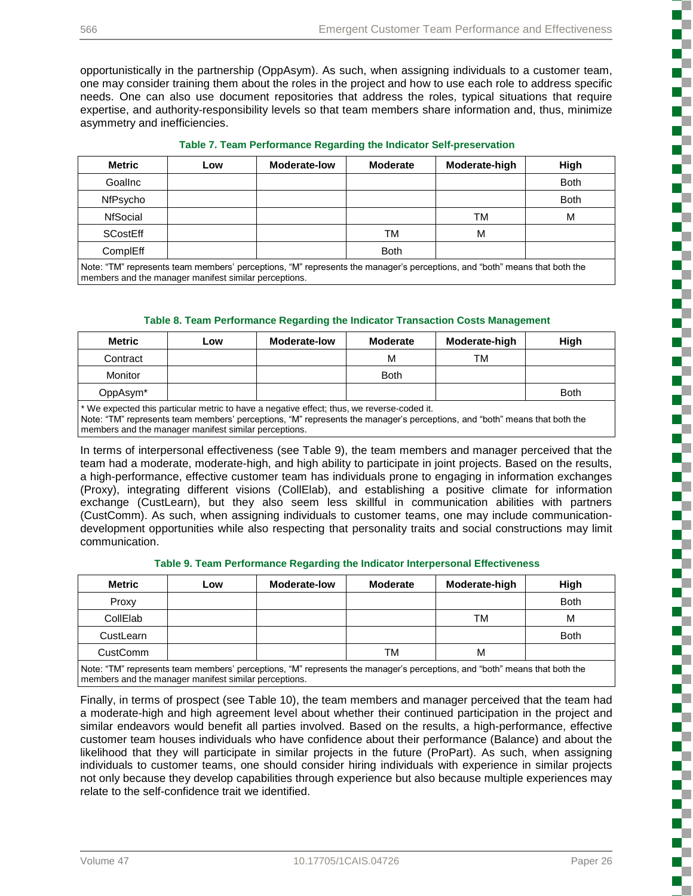opportunistically in the partnership (OppAsym). As such, when assigning individuals to a customer team, one may consider training them about the roles in the project and how to use each role to address specific needs. One can also use document repositories that address the roles, typical situations that require expertise, and authority-responsibility levels so that team members share information and, thus, minimize asymmetry and inefficiencies.

**Table 7. Team Performance Regarding the Indicator Self-preservation**

| Metric | Low | Moderate-low | Moderate | Moderate-high | High |
|---|---|---|---|---|---|
| GoalInc | | | | | Both |
| NfPsycho | | | | | Both |
| NfSocial | | | | TM | M |
| SCostEff | | | TM | M | |
| ComplEff | | | Both | | |

Note: "TM" represents team members' perceptions, "M" represents the manager's perceptions, and "both" means that both the members and the manager manifest similar perceptions.

**Table 8. Team Performance Regarding the Indicator Transaction Costs Management**

| Metric | Low | Moderate-low | Moderate | Moderate-high | High |
|---|---|---|---|---|---|
| Contract | | | M | TM | |
| Monitor | | | Both | | |
| OppAsym* | | | | | Both |

* We expected this particular metric to have a negative effect; thus, we reverse-coded it.
Note: "TM" represents team members' perceptions, "M" represents the manager's perceptions, and "both" means that both the members and the manager manifest similar perceptions.

In terms of interpersonal effectiveness (see Table 9), the team members and manager perceived that the team had a moderate, moderate-high, and high ability to participate in joint projects. Based on the results, a high-performance, effective customer team has individuals prone to engaging in information exchanges (Proxy), integrating different visions (CollElab), and establishing a positive climate for information exchange (CustLearn), but they also seem less skillful in communication abilities with partners (CustComm). As such, when assigning individuals to customer teams, one may include communication-development opportunities while also respecting that personality traits and social constructions may limit communication.

**Table 9. Team Performance Regarding the Indicator Interpersonal Effectiveness**

| Metric | Low | Moderate-low | Moderate | Moderate-high | High |
|---|---|---|---|---|---|
| Proxy | | | | | Both |
| CollElab | | | | TM | M |
| CustLearn | | | | | Both |
| CustComm | | | TM | M | |

Note: "TM" represents team members' perceptions, "M" represents the manager's perceptions, and "both" means that both the members and the manager manifest similar perceptions.

Finally, in terms of prospect (see Table 10), the team members and manager perceived that the team had a moderate-high and high agreement level about whether their continued participation in the project and similar endeavors would benefit all parties involved. Based on the results, a high-performance, effective customer team houses individuals who have confidence about their performance (Balance) and about the likelihood that they will participate in similar projects in the future (ProPart). As such, when assigning individuals to customer teams, one should consider hiring individuals with experience in similar projects not only because they develop capabilities through experience but also because multiple experiences may relate to the self-confidence trait we identified.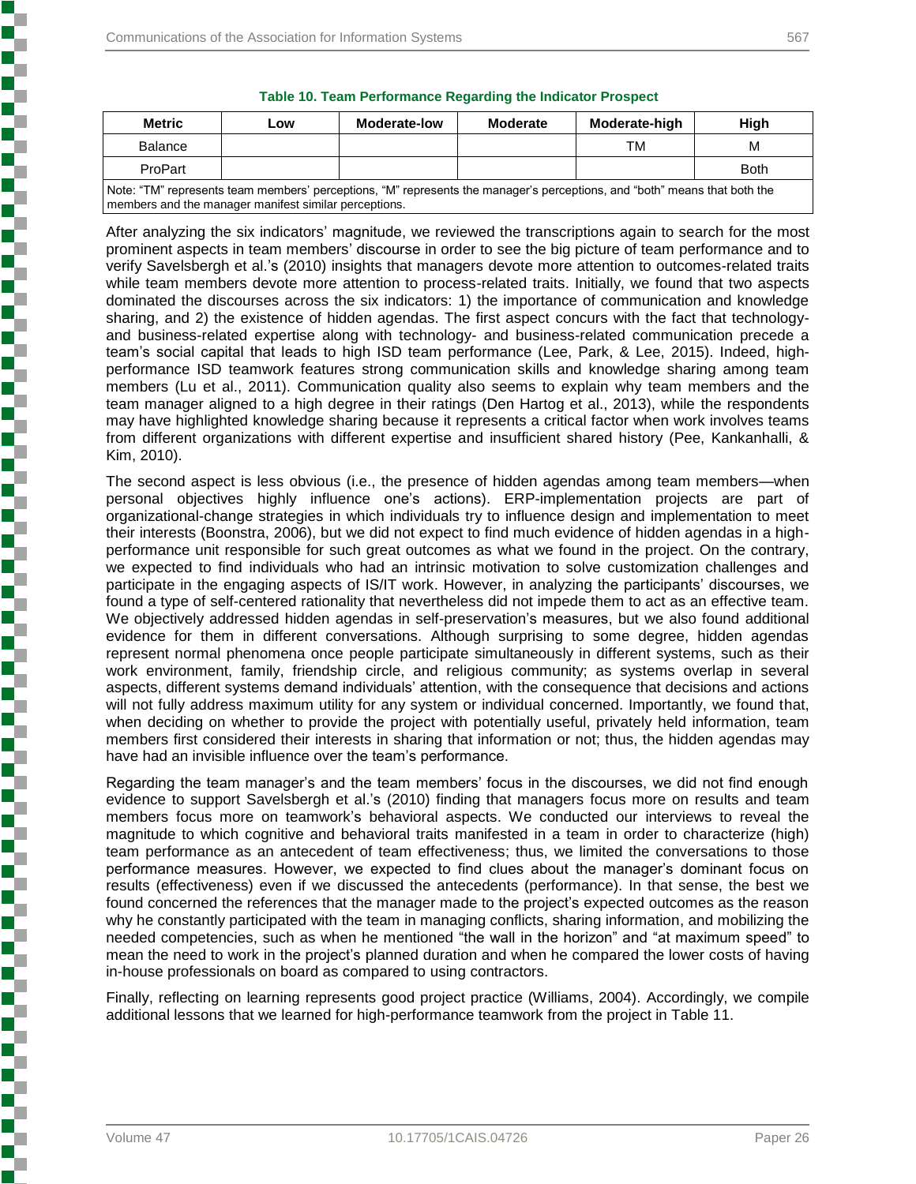**Table 10. Team Performance Regarding the Indicator Prospect**

| Metric | Low | Moderate-low | Moderate | Moderate-high | High |
|---|---|---|---|---|---|
| Balance | | | | TM | M |
| ProPart | | | | | Both |

Note: "TM" represents team members' perceptions, "M" represents the manager's perceptions, and "both" means that both the members and the manager manifest similar perceptions.

After analyzing the six indicators' magnitude, we reviewed the transcriptions again to search for the most prominent aspects in team members' discourse in order to see the big picture of team performance and to verify Savelsbergh et al.'s (2010) insights that managers devote more attention to outcomes-related traits while team members devote more attention to process-related traits. Initially, we found that two aspects dominated the discourses across the six indicators: 1) the importance of communication and knowledge sharing, and 2) the existence of hidden agendas. The first aspect concurs with the fact that technology- and business-related expertise along with technology- and business-related communication precede a team's social capital that leads to high ISD team performance (Lee, Park, & Lee, 2015). Indeed, high-performance ISD teamwork features strong communication skills and knowledge sharing among team members (Lu et al., 2011). Communication quality also seems to explain why team members and the team manager aligned to a high degree in their ratings (Den Hartog et al., 2013), while the respondents may have highlighted knowledge sharing because it represents a critical factor when work involves teams from different organizations with different expertise and insufficient shared history (Pee, Kankanhalli, & Kim, 2010).

The second aspect is less obvious (i.e., the presence of hidden agendas among team members—when personal objectives highly influence one's actions). ERP-implementation projects are part of organizational-change strategies in which individuals try to influence design and implementation to meet their interests (Boonstra, 2006), but we did not expect to find much evidence of hidden agendas in a high-performance unit responsible for such great outcomes as what we found in the project. On the contrary, we expected to find individuals who had an intrinsic motivation to solve customization challenges and participate in the engaging aspects of IS/IT work. However, in analyzing the participants' discourses, we found a type of self-centered rationality that nevertheless did not impede them to act as an effective team. We objectively addressed hidden agendas in self-preservation's measures, but we also found additional evidence for them in different conversations. Although surprising to some degree, hidden agendas represent normal phenomena once people participate simultaneously in different systems, such as their work environment, family, friendship circle, and religious community; as systems overlap in several aspects, different systems demand individuals' attention, with the consequence that decisions and actions will not fully address maximum utility for any system or individual concerned. Importantly, we found that, when deciding on whether to provide the project with potentially useful, privately held information, team members first considered their interests in sharing that information or not; thus, the hidden agendas may have had an invisible influence over the team's performance.

Regarding the team manager's and the team members' focus in the discourses, we did not find enough evidence to support Savelsbergh et al.'s (2010) finding that managers focus more on results and team members focus more on teamwork's behavioral aspects. We conducted our interviews to reveal the magnitude to which cognitive and behavioral traits manifested in a team in order to characterize (high) team performance as an antecedent of team effectiveness; thus, we limited the conversations to those performance measures. However, we expected to find clues about the manager's dominant focus on results (effectiveness) even if we discussed the antecedents (performance). In that sense, the best we found concerned the references that the manager made to the project's expected outcomes as the reason why he constantly participated with the team in managing conflicts, sharing information, and mobilizing the needed competencies, such as when he mentioned "the wall in the horizon" and "at maximum speed" to mean the need to work in the project's planned duration and when he compared the lower costs of having in-house professionals on board as compared to using contractors.

Finally, reflecting on learning represents good project practice (Williams, 2004). Accordingly, we compile additional lessons that we learned for high-performance teamwork from the project in Table 11.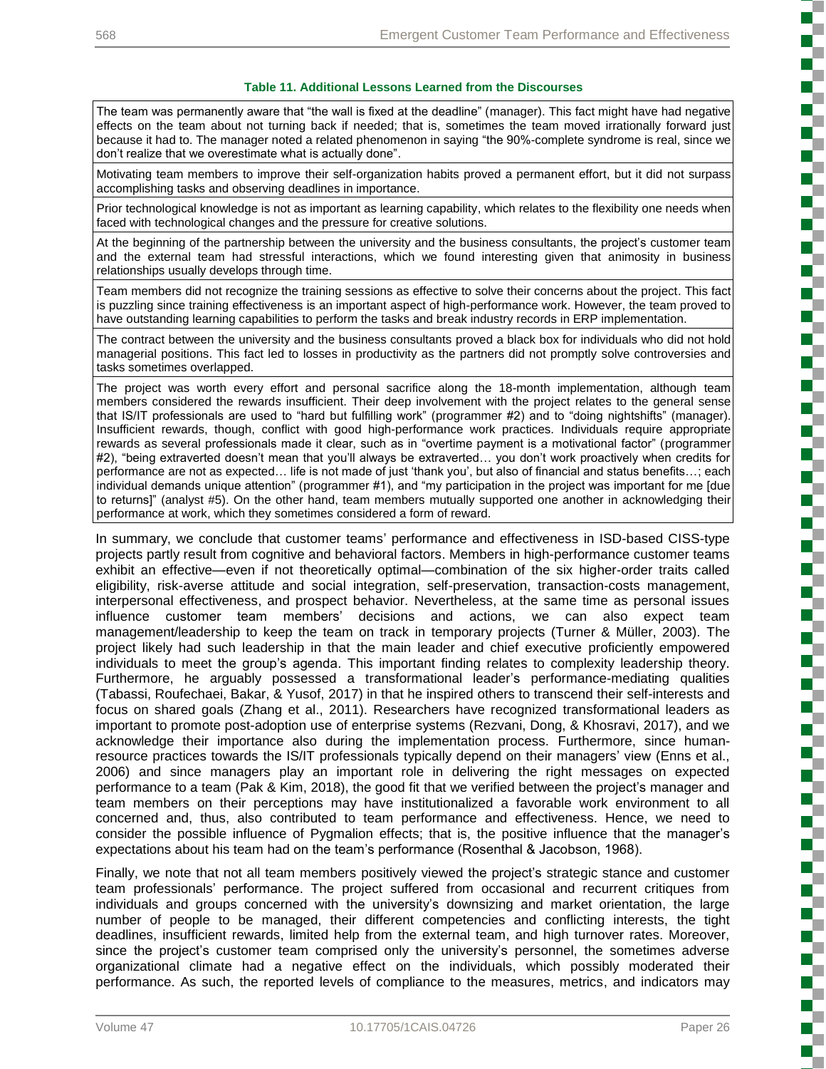**Table 11. Additional Lessons Learned from the Discourses**

| |
|---|
| The team was permanently aware that "the wall is fixed at the deadline" (manager). This fact might have had negative effects on the team about not turning back if needed; that is, sometimes the team moved irrationally forward just because it had to. The manager noted a related phenomenon in saying "the 90%-complete syndrome is real, since we don't realize that we overestimate what is actually done". |
| Motivating team members to improve their self-organization habits proved a permanent effort, but it did not surpass accomplishing tasks and observing deadlines in importance. |
| Prior technological knowledge is not as important as learning capability, which relates to the flexibility one needs when faced with technological changes and the pressure for creative solutions. |
| At the beginning of the partnership between the university and the business consultants, the project's customer team and the external team had stressful interactions, which we found interesting given that animosity in business relationships usually develops through time. |
| Team members did not recognize the training sessions as effective to solve their concerns about the project. This fact is puzzling since training effectiveness is an important aspect of high-performance work. However, the team proved to have outstanding learning capabilities to perform the tasks and break industry records in ERP implementation. |
| The contract between the university and the business consultants proved a black box for individuals who did not hold managerial positions. This fact led to losses in productivity as the partners did not promptly solve controversies and tasks sometimes overlapped. |
| The project was worth every effort and personal sacrifice along the 18-month implementation, although team members considered the rewards insufficient. Their deep involvement with the project relates to the general sense that IS/IT professionals are used to "hard but fulfilling work" (programmer #2) and to "doing nightshifts" (manager). Insufficient rewards, though, conflict with good high-performance work practices. Individuals require appropriate rewards as several professionals made it clear, such as in "overtime payment is a motivational factor" (programmer #2), "being extraverted doesn't mean that you'll always be extraverted… you don't work proactively when credits for performance are not as expected… life is not made of just 'thank you', but also of financial and status benefits…; each individual demands unique attention" (programmer #1), and "my participation in the project was important for me [due to returns]" (analyst #5). On the other hand, team members mutually supported one another in acknowledging their performance at work, which they sometimes considered a form of reward. |

In summary, we conclude that customer teams' performance and effectiveness in ISD-based CISS-type projects partly result from cognitive and behavioral factors. Members in high-performance customer teams exhibit an effective—even if not theoretically optimal—combination of the six higher-order traits called eligibility, risk-averse attitude and social integration, self-preservation, transaction-costs management, interpersonal effectiveness, and prospect behavior. Nevertheless, at the same time as personal issues influence customer team members' decisions and actions, we can also expect team management/leadership to keep the team on track in temporary projects (Turner & Müller, 2003). The project likely had such leadership in that the main leader and chief executive proficiently empowered individuals to meet the group's agenda. This important finding relates to complexity leadership theory. Furthermore, he arguably possessed a transformational leader's performance-mediating qualities (Tabassi, Roufechaei, Bakar, & Yusof, 2017) in that he inspired others to transcend their self-interests and focus on shared goals (Zhang et al., 2011). Researchers have recognized transformational leaders as important to promote post-adoption use of enterprise systems (Rezvani, Dong, & Khosravi, 2017), and we acknowledge their importance also during the implementation process. Furthermore, since human-resource practices towards the IS/IT professionals typically depend on their managers' view (Enns et al., 2006) and since managers play an important role in delivering the right messages on expected performance to a team (Pak & Kim, 2018), the good fit that we verified between the project's manager and team members on their perceptions may have institutionalized a favorable work environment to all concerned and, thus, also contributed to team performance and effectiveness. Hence, we need to consider the possible influence of Pygmalion effects; that is, the positive influence that the manager's expectations about his team had on the team's performance (Rosenthal & Jacobson, 1968).

Finally, we note that not all team members positively viewed the project's strategic stance and customer team professionals' performance. The project suffered from occasional and recurrent critiques from individuals and groups concerned with the university's downsizing and market orientation, the large number of people to be managed, their different competencies and conflicting interests, the tight deadlines, insufficient rewards, limited help from the external team, and high turnover rates. Moreover, since the project's customer team comprised only the university's personnel, the sometimes adverse organizational climate had a negative effect on the individuals, which possibly moderated their performance. As such, the reported levels of compliance to the measures, metrics, and indicators may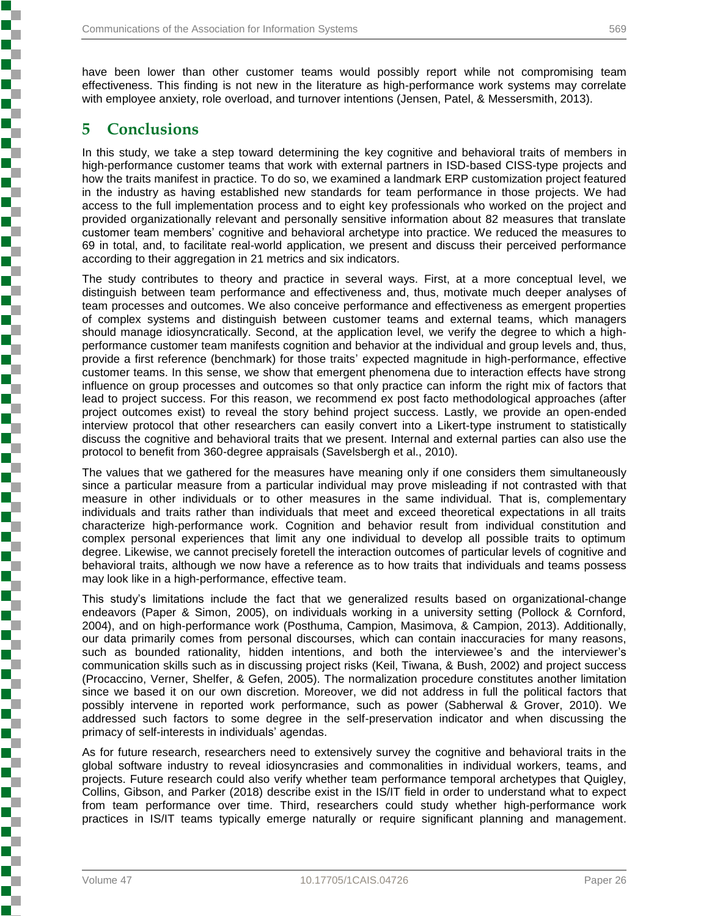have been lower than other customer teams would possibly report while not compromising team effectiveness. This finding is not new in the literature as high-performance work systems may correlate with employee anxiety, role overload, and turnover intentions (Jensen, Patel, & Messersmith, 2013).

# 5 Conclusions

In this study, we take a step toward determining the key cognitive and behavioral traits of members in high-performance customer teams that work with external partners in ISD-based CISS-type projects and how the traits manifest in practice. To do so, we examined a landmark ERP customization project featured in the industry as having established new standards for team performance in those projects. We had access to the full implementation process and to eight key professionals who worked on the project and provided organizationally relevant and personally sensitive information about 82 measures that translate customer team members' cognitive and behavioral archetype into practice. We reduced the measures to 69 in total, and, to facilitate real-world application, we present and discuss their perceived performance according to their aggregation in 21 metrics and six indicators.

The study contributes to theory and practice in several ways. First, at a more conceptual level, we distinguish between team performance and effectiveness and, thus, motivate much deeper analyses of team processes and outcomes. We also conceive performance and effectiveness as emergent properties of complex systems and distinguish between customer teams and external teams, which managers should manage idiosyncratically. Second, at the application level, we verify the degree to which a high-performance customer team manifests cognition and behavior at the individual and group levels and, thus, provide a first reference (benchmark) for those traits' expected magnitude in high-performance, effective customer teams. In this sense, we show that emergent phenomena due to interaction effects have strong influence on group processes and outcomes so that only practice can inform the right mix of factors that lead to project success. For this reason, we recommend ex post facto methodological approaches (after project outcomes exist) to reveal the story behind project success. Lastly, we provide an open-ended interview protocol that other researchers can easily convert into a Likert-type instrument to statistically discuss the cognitive and behavioral traits that we present. Internal and external parties can also use the protocol to benefit from 360-degree appraisals (Savelsbergh et al., 2010).

The values that we gathered for the measures have meaning only if one considers them simultaneously since a particular measure from a particular individual may prove misleading if not contrasted with that measure in other individuals or to other measures in the same individual. That is, complementary individuals and traits rather than individuals that meet and exceed theoretical expectations in all traits characterize high-performance work. Cognition and behavior result from individual constitution and complex personal experiences that limit any one individual to develop all possible traits to optimum degree. Likewise, we cannot precisely foretell the interaction outcomes of particular levels of cognitive and behavioral traits, although we now have a reference as to how traits that individuals and teams possess may look like in a high-performance, effective team.

This study's limitations include the fact that we generalized results based on organizational-change endeavors (Paper & Simon, 2005), on individuals working in a university setting (Pollock & Cornford, 2004), and on high-performance work (Posthuma, Campion, Masimova, & Campion, 2013). Additionally, our data primarily comes from personal discourses, which can contain inaccuracies for many reasons, such as bounded rationality, hidden intentions, and both the interviewee's and the interviewer's communication skills such as in discussing project risks (Keil, Tiwana, & Bush, 2002) and project success (Procaccino, Verner, Shelfer, & Gefen, 2005). The normalization procedure constitutes another limitation since we based it on our own discretion. Moreover, we did not address in full the political factors that possibly intervene in reported work performance, such as power (Sabherwal & Grover, 2010). We addressed such factors to some degree in the self-preservation indicator and when discussing the primacy of self-interests in individuals' agendas.

As for future research, researchers need to extensively survey the cognitive and behavioral traits in the global software industry to reveal idiosyncrasies and commonalities in individual workers, teams, and projects. Future research could also verify whether team performance temporal archetypes that Quigley, Collins, Gibson, and Parker (2018) describe exist in the IS/IT field in order to understand what to expect from team performance over time. Third, researchers could study whether high-performance work practices in IS/IT teams typically emerge naturally or require significant planning and management.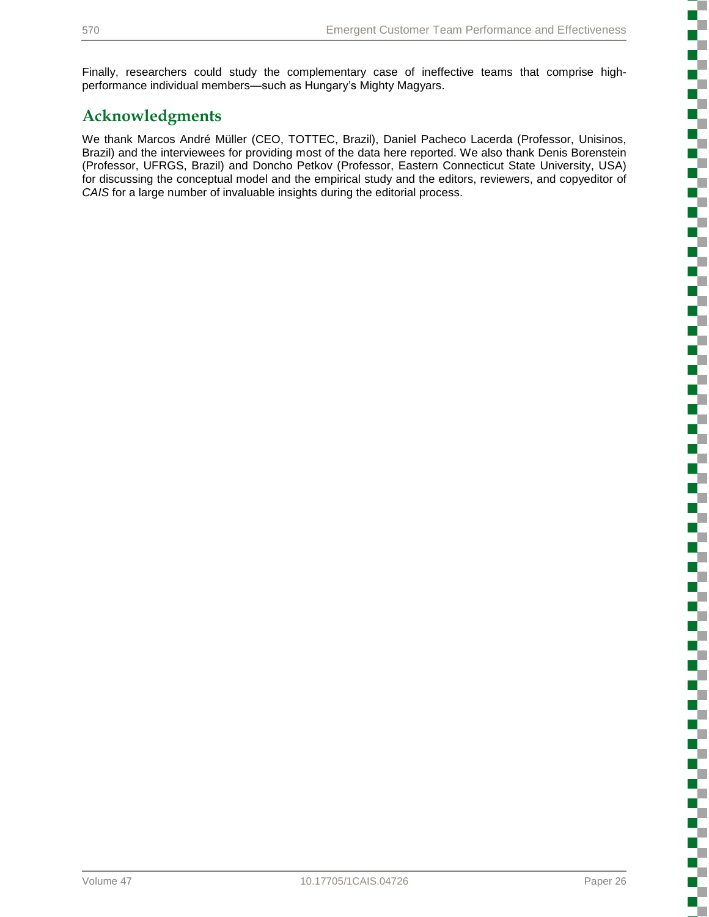Finally, researchers could study the complementary case of ineffective teams that comprise high-performance individual members—such as Hungary's Mighty Magyars.

## Acknowledgments

We thank Marcos André Müller (CEO, TOTTEC, Brazil), Daniel Pacheco Lacerda (Professor, Unisinos, Brazil) and the interviewees for providing most of the data here reported. We also thank Denis Borenstein (Professor, UFRGS, Brazil) and Doncho Petkov (Professor, Eastern Connecticut State University, USA) for discussing the conceptual model and the empirical study and the editors, reviewers, and copyeditor of *CAIS* for a large number of invaluable insights during the editorial process.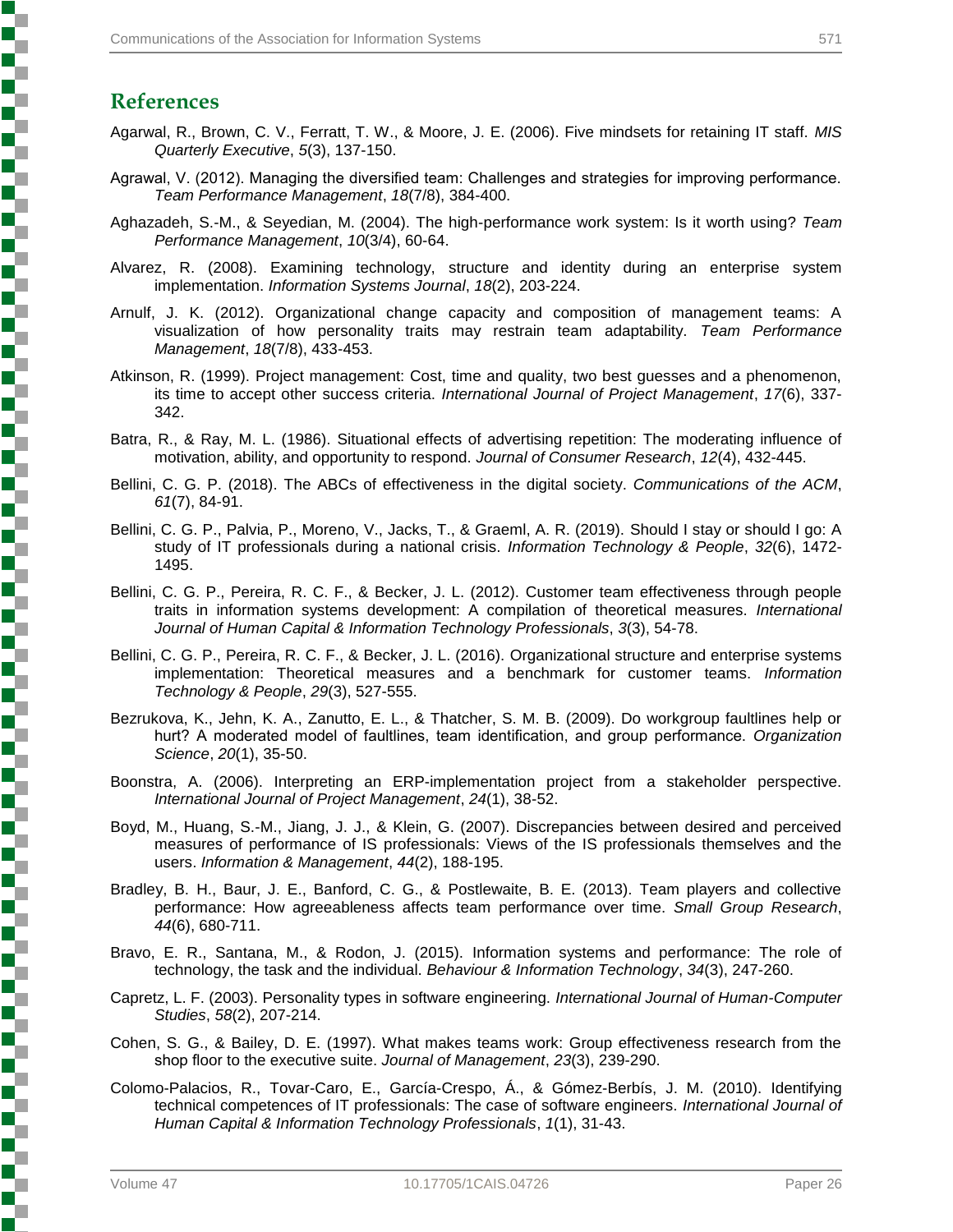## References

Agarwal, R., Brown, C. V., Ferratt, T. W., & Moore, J. E. (2006). Five mindsets for retaining IT staff. *MIS Quarterly Executive*, *5*(3), 137-150.

Agrawal, V. (2012). Managing the diversified team: Challenges and strategies for improving performance. *Team Performance Management*, *18*(7/8), 384-400.

Aghazadeh, S.-M., & Seyedian, M. (2004). The high-performance work system: Is it worth using? *Team Performance Management*, *10*(3/4), 60-64.

Alvarez, R. (2008). Examining technology, structure and identity during an enterprise system implementation. *Information Systems Journal*, *18*(2), 203-224.

Arnulf, J. K. (2012). Organizational change capacity and composition of management teams: A visualization of how personality traits may restrain team adaptability. *Team Performance Management*, *18*(7/8), 433-453.

Atkinson, R. (1999). Project management: Cost, time and quality, two best guesses and a phenomenon, its time to accept other success criteria. *International Journal of Project Management*, *17*(6), 337-342.

Batra, R., & Ray, M. L. (1986). Situational effects of advertising repetition: The moderating influence of motivation, ability, and opportunity to respond. *Journal of Consumer Research*, *12*(4), 432-445.

Bellini, C. G. P. (2018). The ABCs of effectiveness in the digital society. *Communications of the ACM*, *61*(7), 84-91.

Bellini, C. G. P., Palvia, P., Moreno, V., Jacks, T., & Graeml, A. R. (2019). Should I stay or should I go: A study of IT professionals during a national crisis. *Information Technology & People*, *32*(6), 1472-1495.

Bellini, C. G. P., Pereira, R. C. F., & Becker, J. L. (2012). Customer team effectiveness through people traits in information systems development: A compilation of theoretical measures. *International Journal of Human Capital & Information Technology Professionals*, *3*(3), 54-78.

Bellini, C. G. P., Pereira, R. C. F., & Becker, J. L. (2016). Organizational structure and enterprise systems implementation: Theoretical measures and a benchmark for customer teams. *Information Technology & People*, *29*(3), 527-555.

Bezrukova, K., Jehn, K. A., Zanutto, E. L., & Thatcher, S. M. B. (2009). Do workgroup faultlines help or hurt? A moderated model of faultlines, team identification, and group performance. *Organization Science*, *20*(1), 35-50.

Boonstra, A. (2006). Interpreting an ERP-implementation project from a stakeholder perspective. *International Journal of Project Management*, *24*(1), 38-52.

Boyd, M., Huang, S.-M., Jiang, J. J., & Klein, G. (2007). Discrepancies between desired and perceived measures of performance of IS professionals: Views of the IS professionals themselves and the users. *Information & Management*, *44*(2), 188-195.

Bradley, B. H., Baur, J. E., Banford, C. G., & Postlewaite, B. E. (2013). Team players and collective performance: How agreeableness affects team performance over time. *Small Group Research*, *44*(6), 680-711.

Bravo, E. R., Santana, M., & Rodon, J. (2015). Information systems and performance: The role of technology, the task and the individual. *Behaviour & Information Technology*, *34*(3), 247-260.

Capretz, L. F. (2003). Personality types in software engineering. *International Journal of Human-Computer Studies*, *58*(2), 207-214.

Cohen, S. G., & Bailey, D. E. (1997). What makes teams work: Group effectiveness research from the shop floor to the executive suite. *Journal of Management*, *23*(3), 239-290.

Colomo-Palacios, R., Tovar-Caro, E., García-Crespo, Á., & Gómez-Berbís, J. M. (2010). Identifying technical competences of IT professionals: The case of software engineers. *International Journal of Human Capital & Information Technology Professionals*, *1*(1), 31-43.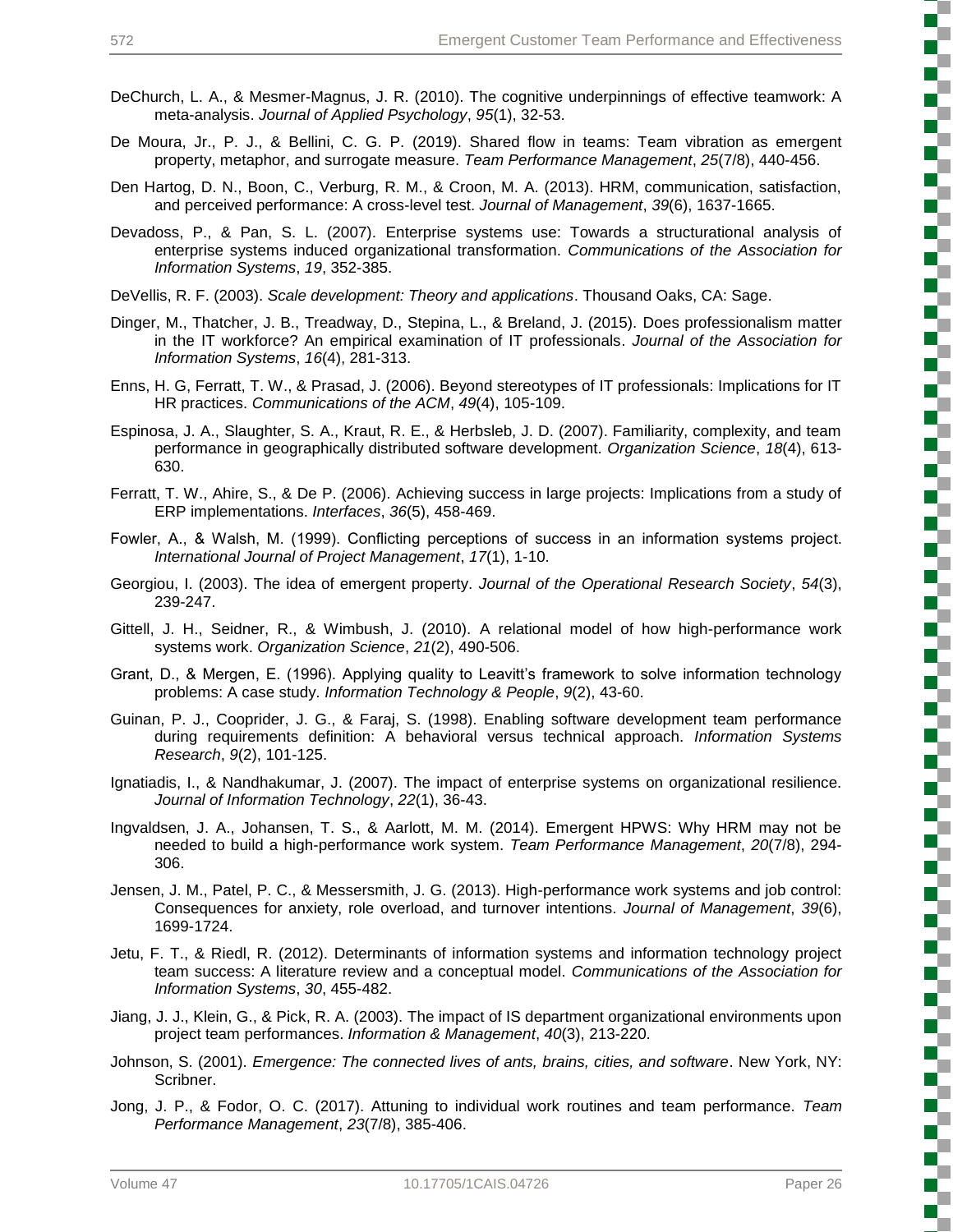DeChurch, L. A., & Mesmer-Magnus, J. R. (2010). The cognitive underpinnings of effective teamwork: A meta-analysis. *Journal of Applied Psychology*, *95*(1), 32-53.

De Moura, Jr., P. J., & Bellini, C. G. P. (2019). Shared flow in teams: Team vibration as emergent property, metaphor, and surrogate measure. *Team Performance Management*, *25*(7/8), 440-456.

Den Hartog, D. N., Boon, C., Verburg, R. M., & Croon, M. A. (2013). HRM, communication, satisfaction, and perceived performance: A cross-level test. *Journal of Management*, *39*(6), 1637-1665.

Devadoss, P., & Pan, S. L. (2007). Enterprise systems use: Towards a structurational analysis of enterprise systems induced organizational transformation. *Communications of the Association for Information Systems*, *19*, 352-385.

DeVellis, R. F. (2003). *Scale development: Theory and applications*. Thousand Oaks, CA: Sage.

Dinger, M., Thatcher, J. B., Treadway, D., Stepina, L., & Breland, J. (2015). Does professionalism matter in the IT workforce? An empirical examination of IT professionals. *Journal of the Association for Information Systems*, *16*(4), 281-313.

Enns, H. G, Ferratt, T. W., & Prasad, J. (2006). Beyond stereotypes of IT professionals: Implications for IT HR practices. *Communications of the ACM*, *49*(4), 105-109.

Espinosa, J. A., Slaughter, S. A., Kraut, R. E., & Herbsleb, J. D. (2007). Familiarity, complexity, and team performance in geographically distributed software development. *Organization Science*, *18*(4), 613-630.

Ferratt, T. W., Ahire, S., & De P. (2006). Achieving success in large projects: Implications from a study of ERP implementations. *Interfaces*, *36*(5), 458-469.

Fowler, A., & Walsh, M. (1999). Conflicting perceptions of success in an information systems project. *International Journal of Project Management*, *17*(1), 1-10.

Georgiou, I. (2003). The idea of emergent property. *Journal of the Operational Research Society*, *54*(3), 239-247.

Gittell, J. H., Seidner, R., & Wimbush, J. (2010). A relational model of how high-performance work systems work. *Organization Science*, *21*(2), 490-506.

Grant, D., & Mergen, E. (1996). Applying quality to Leavitt's framework to solve information technology problems: A case study. *Information Technology & People*, *9*(2), 43-60.

Guinan, P. J., Cooprider, J. G., & Faraj, S. (1998). Enabling software development team performance during requirements definition: A behavioral versus technical approach. *Information Systems Research*, *9*(2), 101-125.

Ignatiadis, I., & Nandhakumar, J. (2007). The impact of enterprise systems on organizational resilience. *Journal of Information Technology*, *22*(1), 36-43.

Ingvaldsen, J. A., Johansen, T. S., & Aarlott, M. M. (2014). Emergent HPWS: Why HRM may not be needed to build a high-performance work system. *Team Performance Management*, *20*(7/8), 294-306.

Jensen, J. M., Patel, P. C., & Messersmith, J. G. (2013). High-performance work systems and job control: Consequences for anxiety, role overload, and turnover intentions. *Journal of Management*, *39*(6), 1699-1724.

Jetu, F. T., & Riedl, R. (2012). Determinants of information systems and information technology project team success: A literature review and a conceptual model. *Communications of the Association for Information Systems*, *30*, 455-482.

Jiang, J. J., Klein, G., & Pick, R. A. (2003). The impact of IS department organizational environments upon project team performances. *Information & Management*, *40*(3), 213-220.

Johnson, S. (2001). *Emergence: The connected lives of ants, brains, cities, and software*. New York, NY: Scribner.

Jong, J. P., & Fodor, O. C. (2017). Attuning to individual work routines and team performance. *Team Performance Management*, *23*(7/8), 385-406.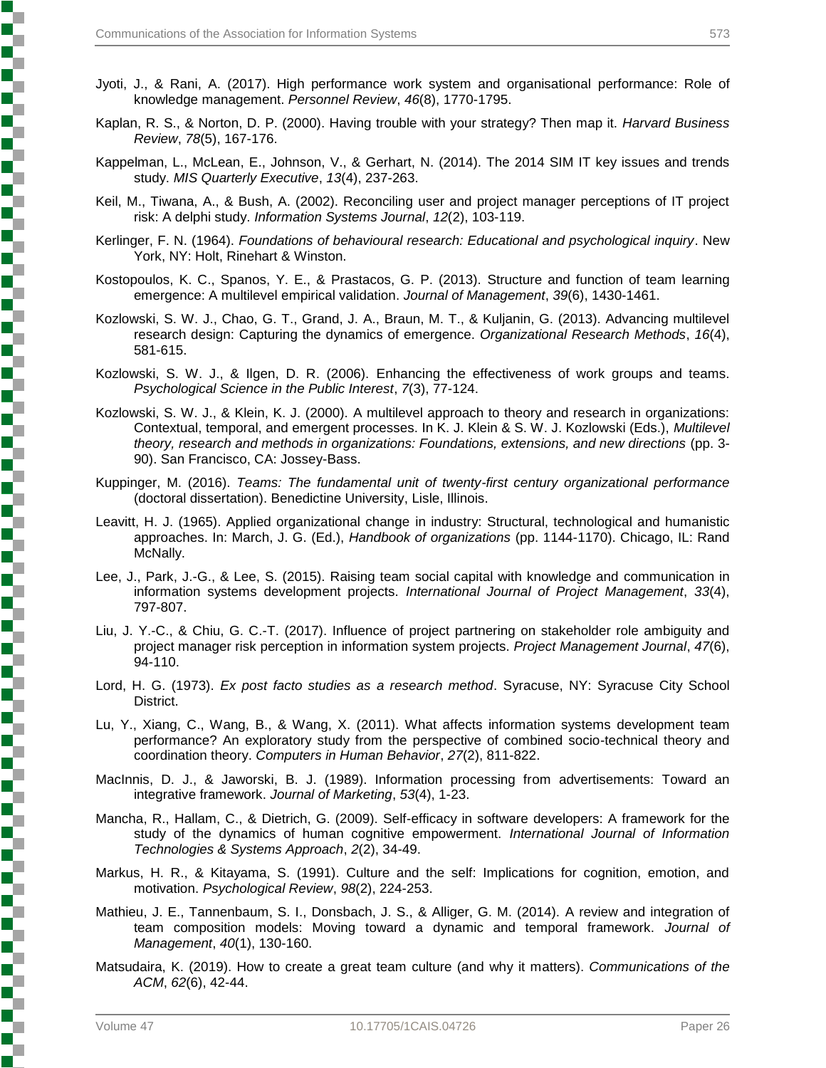Jyoti, J., & Rani, A. (2017). High performance work system and organisational performance: Role of knowledge management. *Personnel Review*, *46*(8), 1770-1795.

Kaplan, R. S., & Norton, D. P. (2000). Having trouble with your strategy? Then map it. *Harvard Business Review*, *78*(5), 167-176.

Kappelman, L., McLean, E., Johnson, V., & Gerhart, N. (2014). The 2014 SIM IT key issues and trends study. *MIS Quarterly Executive*, *13*(4), 237-263.

Keil, M., Tiwana, A., & Bush, A. (2002). Reconciling user and project manager perceptions of IT project risk: A delphi study. *Information Systems Journal*, *12*(2), 103-119.

Kerlinger, F. N. (1964). *Foundations of behavioural research: Educational and psychological inquiry*. New York, NY: Holt, Rinehart & Winston.

Kostopoulos, K. C., Spanos, Y. E., & Prastacos, G. P. (2013). Structure and function of team learning emergence: A multilevel empirical validation. *Journal of Management*, *39*(6), 1430-1461.

Kozlowski, S. W. J., Chao, G. T., Grand, J. A., Braun, M. T., & Kuljanin, G. (2013). Advancing multilevel research design: Capturing the dynamics of emergence. *Organizational Research Methods*, *16*(4), 581-615.

Kozlowski, S. W. J., & Ilgen, D. R. (2006). Enhancing the effectiveness of work groups and teams. *Psychological Science in the Public Interest*, *7*(3), 77-124.

Kozlowski, S. W. J., & Klein, K. J. (2000). A multilevel approach to theory and research in organizations: Contextual, temporal, and emergent processes. In K. J. Klein & S. W. J. Kozlowski (Eds.), *Multilevel theory, research and methods in organizations: Foundations, extensions, and new directions* (pp. 3-90). San Francisco, CA: Jossey-Bass.

Kuppinger, M. (2016). *Teams: The fundamental unit of twenty-first century organizational performance* (doctoral dissertation). Benedictine University, Lisle, Illinois.

Leavitt, H. J. (1965). Applied organizational change in industry: Structural, technological and humanistic approaches. In: March, J. G. (Ed.), *Handbook of organizations* (pp. 1144-1170). Chicago, IL: Rand McNally.

Lee, J., Park, J.-G., & Lee, S. (2015). Raising team social capital with knowledge and communication in information systems development projects. *International Journal of Project Management*, *33*(4), 797-807.

Liu, J. Y.-C., & Chiu, G. C.-T. (2017). Influence of project partnering on stakeholder role ambiguity and project manager risk perception in information system projects. *Project Management Journal*, *47*(6), 94-110.

Lord, H. G. (1973). *Ex post facto studies as a research method*. Syracuse, NY: Syracuse City School District.

Lu, Y., Xiang, C., Wang, B., & Wang, X. (2011). What affects information systems development team performance? An exploratory study from the perspective of combined socio-technical theory and coordination theory. *Computers in Human Behavior*, *27*(2), 811-822.

MacInnis, D. J., & Jaworski, B. J. (1989). Information processing from advertisements: Toward an integrative framework. *Journal of Marketing*, *53*(4), 1-23.

Mancha, R., Hallam, C., & Dietrich, G. (2009). Self-efficacy in software developers: A framework for the study of the dynamics of human cognitive empowerment. *International Journal of Information Technologies & Systems Approach*, *2*(2), 34-49.

Markus, H. R., & Kitayama, S. (1991). Culture and the self: Implications for cognition, emotion, and motivation. *Psychological Review*, *98*(2), 224-253.

Mathieu, J. E., Tannenbaum, S. I., Donsbach, J. S., & Alliger, G. M. (2014). A review and integration of team composition models: Moving toward a dynamic and temporal framework. *Journal of Management*, *40*(1), 130-160.

Matsudaira, K. (2019). How to create a great team culture (and why it matters). *Communications of the ACM*, *62*(6), 42-44.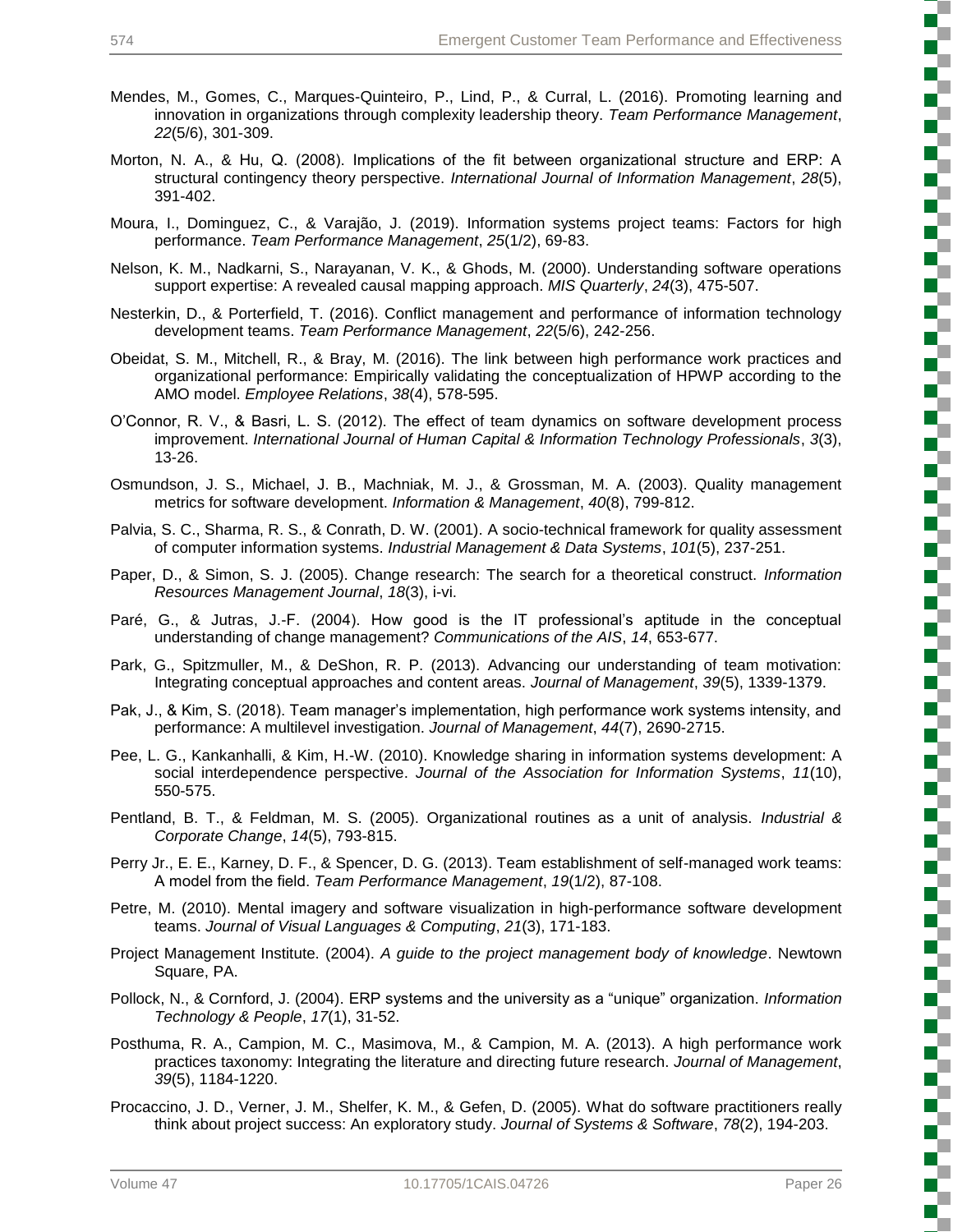Mendes, M., Gomes, C., Marques-Quinteiro, P., Lind, P., & Curral, L. (2016). Promoting learning and innovation in organizations through complexity leadership theory. *Team Performance Management*, *22*(5/6), 301-309.

Morton, N. A., & Hu, Q. (2008). Implications of the fit between organizational structure and ERP: A structural contingency theory perspective. *International Journal of Information Management*, *28*(5), 391-402.

Moura, I., Dominguez, C., & Varajão, J. (2019). Information systems project teams: Factors for high performance. *Team Performance Management*, *25*(1/2), 69-83.

Nelson, K. M., Nadkarni, S., Narayanan, V. K., & Ghods, M. (2000). Understanding software operations support expertise: A revealed causal mapping approach. *MIS Quarterly*, *24*(3), 475-507.

Nesterkin, D., & Porterfield, T. (2016). Conflict management and performance of information technology development teams. *Team Performance Management*, *22*(5/6), 242-256.

Obeidat, S. M., Mitchell, R., & Bray, M. (2016). The link between high performance work practices and organizational performance: Empirically validating the conceptualization of HPWP according to the AMO model. *Employee Relations*, *38*(4), 578-595.

O'Connor, R. V., & Basri, L. S. (2012). The effect of team dynamics on software development process improvement. *International Journal of Human Capital & Information Technology Professionals*, *3*(3), 13-26.

Osmundson, J. S., Michael, J. B., Machniak, M. J., & Grossman, M. A. (2003). Quality management metrics for software development. *Information & Management*, *40*(8), 799-812.

Palvia, S. C., Sharma, R. S., & Conrath, D. W. (2001). A socio-technical framework for quality assessment of computer information systems. *Industrial Management & Data Systems*, *101*(5), 237-251.

Paper, D., & Simon, S. J. (2005). Change research: The search for a theoretical construct. *Information Resources Management Journal*, *18*(3), i-vi.

Paré, G., & Jutras, J.-F. (2004). How good is the IT professional's aptitude in the conceptual understanding of change management? *Communications of the AIS*, *14*, 653-677.

Park, G., Spitzmuller, M., & DeShon, R. P. (2013). Advancing our understanding of team motivation: Integrating conceptual approaches and content areas. *Journal of Management*, *39*(5), 1339-1379.

Pak, J., & Kim, S. (2018). Team manager's implementation, high performance work systems intensity, and performance: A multilevel investigation. *Journal of Management*, *44*(7), 2690-2715.

Pee, L. G., Kankanhalli, & Kim, H.-W. (2010). Knowledge sharing in information systems development: A social interdependence perspective. *Journal of the Association for Information Systems*, *11*(10), 550-575.

Pentland, B. T., & Feldman, M. S. (2005). Organizational routines as a unit of analysis. *Industrial & Corporate Change*, *14*(5), 793-815.

Perry Jr., E. E., Karney, D. F., & Spencer, D. G. (2013). Team establishment of self-managed work teams: A model from the field. *Team Performance Management*, *19*(1/2), 87-108.

Petre, M. (2010). Mental imagery and software visualization in high-performance software development teams. *Journal of Visual Languages & Computing*, *21*(3), 171-183.

Project Management Institute. (2004). *A guide to the project management body of knowledge*. Newtown Square, PA.

Pollock, N., & Cornford, J. (2004). ERP systems and the university as a "unique" organization. *Information Technology & People*, *17*(1), 31-52.

Posthuma, R. A., Campion, M. C., Masimova, M., & Campion, M. A. (2013). A high performance work practices taxonomy: Integrating the literature and directing future research. *Journal of Management*, *39*(5), 1184-1220.

Procaccino, J. D., Verner, J. M., Shelfer, K. M., & Gefen, D. (2005). What do software practitioners really think about project success: An exploratory study. *Journal of Systems & Software*, *78*(2), 194-203.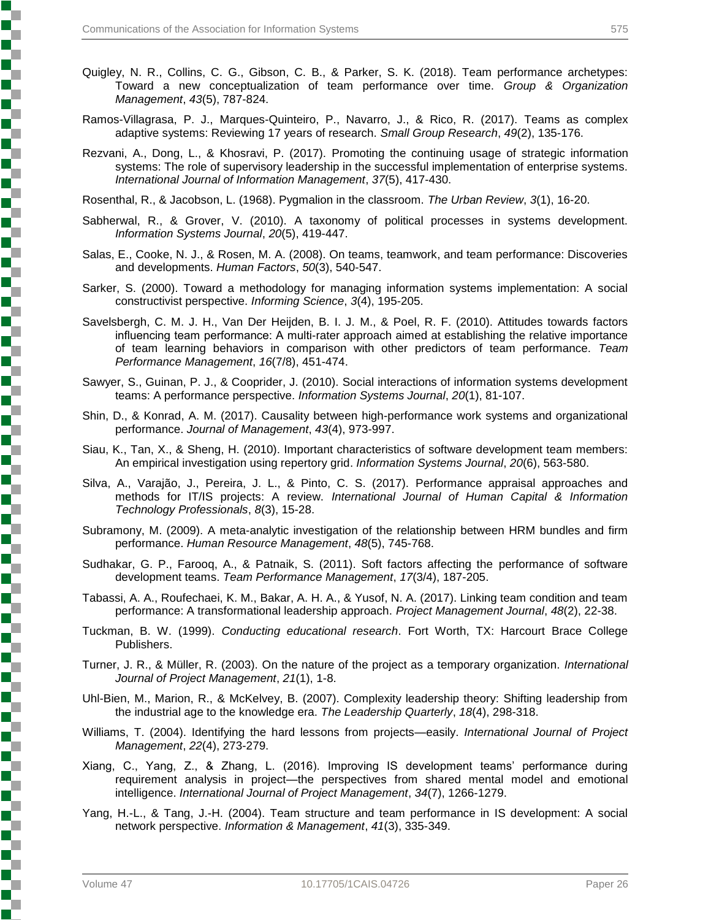Quigley, N. R., Collins, C. G., Gibson, C. B., & Parker, S. K. (2018). Team performance archetypes: Toward a new conceptualization of team performance over time. *Group & Organization Management*, *43*(5), 787-824.

Ramos-Villagrasa, P. J., Marques-Quinteiro, P., Navarro, J., & Rico, R. (2017). Teams as complex adaptive systems: Reviewing 17 years of research. *Small Group Research*, *49*(2), 135-176.

Rezvani, A., Dong, L., & Khosravi, P. (2017). Promoting the continuing usage of strategic information systems: The role of supervisory leadership in the successful implementation of enterprise systems. *International Journal of Information Management*, *37*(5), 417-430.

Rosenthal, R., & Jacobson, L. (1968). Pygmalion in the classroom. *The Urban Review*, *3*(1), 16-20.

Sabherwal, R., & Grover, V. (2010). A taxonomy of political processes in systems development. *Information Systems Journal*, *20*(5), 419-447.

Salas, E., Cooke, N. J., & Rosen, M. A. (2008). On teams, teamwork, and team performance: Discoveries and developments. *Human Factors*, *50*(3), 540-547.

Sarker, S. (2000). Toward a methodology for managing information systems implementation: A social constructivist perspective. *Informing Science*, *3*(4), 195-205.

Savelsbergh, C. M. J. H., Van Der Heijden, B. I. J. M., & Poel, R. F. (2010). Attitudes towards factors influencing team performance: A multi-rater approach aimed at establishing the relative importance of team learning behaviors in comparison with other predictors of team performance. *Team Performance Management*, *16*(7/8), 451-474.

Sawyer, S., Guinan, P. J., & Cooprider, J. (2010). Social interactions of information systems development teams: A performance perspective. *Information Systems Journal*, *20*(1), 81-107.

Shin, D., & Konrad, A. M. (2017). Causality between high-performance work systems and organizational performance. *Journal of Management*, *43*(4), 973-997.

Siau, K., Tan, X., & Sheng, H. (2010). Important characteristics of software development team members: An empirical investigation using repertory grid. *Information Systems Journal*, *20*(6), 563-580.

Silva, A., Varajão, J., Pereira, J. L., & Pinto, C. S. (2017). Performance appraisal approaches and methods for IT/IS projects: A review. *International Journal of Human Capital & Information Technology Professionals*, *8*(3), 15-28.

Subramony, M. (2009). A meta-analytic investigation of the relationship between HRM bundles and firm performance. *Human Resource Management*, *48*(5), 745-768.

Sudhakar, G. P., Farooq, A., & Patnaik, S. (2011). Soft factors affecting the performance of software development teams. *Team Performance Management*, *17*(3/4), 187-205.

Tabassi, A. A., Roufechaei, K. M., Bakar, A. H. A., & Yusof, N. A. (2017). Linking team condition and team performance: A transformational leadership approach. *Project Management Journal*, *48*(2), 22-38.

Tuckman, B. W. (1999). *Conducting educational research*. Fort Worth, TX: Harcourt Brace College Publishers.

Turner, J. R., & Müller, R. (2003). On the nature of the project as a temporary organization. *International Journal of Project Management*, *21*(1), 1-8.

Uhl-Bien, M., Marion, R., & McKelvey, B. (2007). Complexity leadership theory: Shifting leadership from the industrial age to the knowledge era. *The Leadership Quarterly*, *18*(4), 298-318.

Williams, T. (2004). Identifying the hard lessons from projects—easily. *International Journal of Project Management*, *22*(4), 273-279.

Xiang, C., Yang, Z., & Zhang, L. (2016). Improving IS development teams' performance during requirement analysis in project—the perspectives from shared mental model and emotional intelligence. *International Journal of Project Management*, *34*(7), 1266-1279.

Yang, H.-L., & Tang, J.-H. (2004). Team structure and team performance in IS development: A social network perspective. *Information & Management*, *41*(3), 335-349.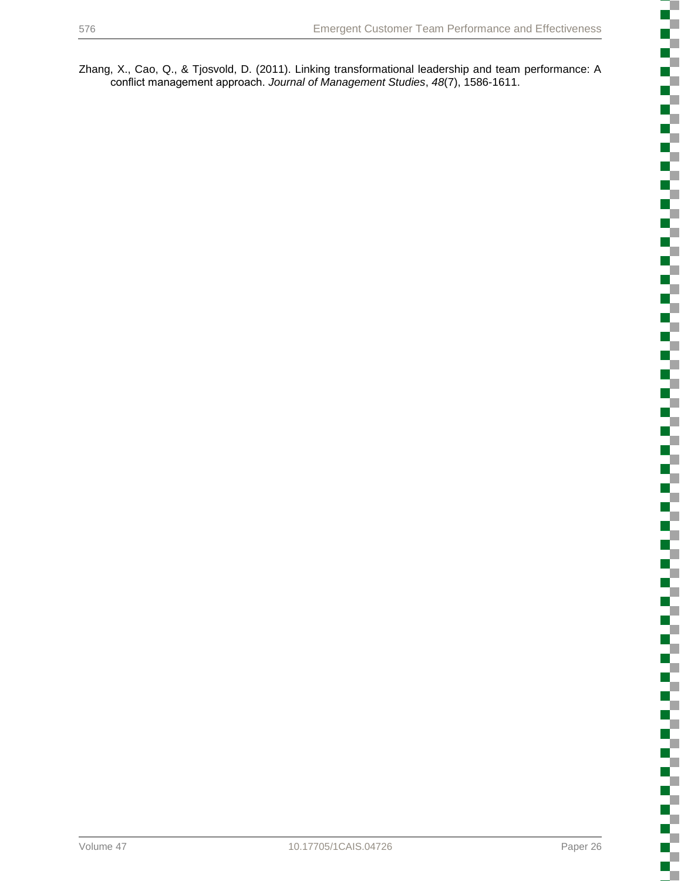Zhang, X., Cao, Q., & Tjosvold, D. (2011). Linking transformational leadership and team performance: A conflict management approach. *Journal of Management Studies*, *48*(7), 1586-1611.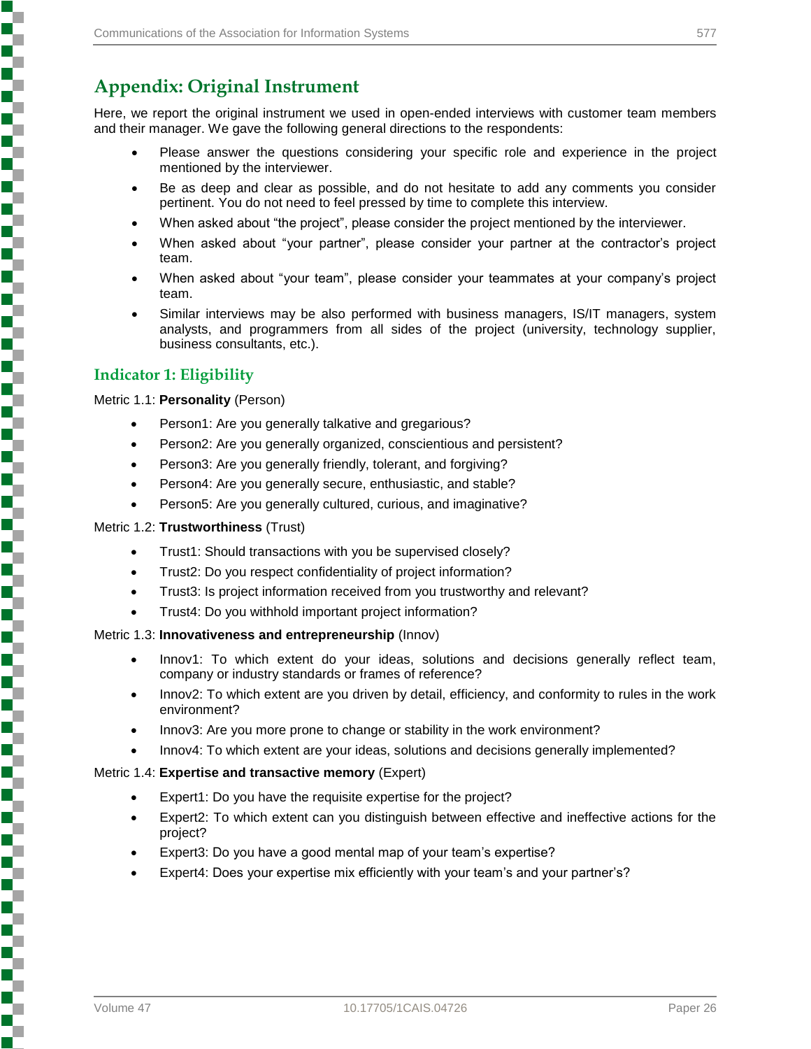# Appendix: Original Instrument

Here, we report the original instrument we used in open-ended interviews with customer team members and their manager. We gave the following general directions to the respondents:

- Please answer the questions considering your specific role and experience in the project mentioned by the interviewer.
- Be as deep and clear as possible, and do not hesitate to add any comments you consider pertinent. You do not need to feel pressed by time to complete this interview.
- When asked about “the project”, please consider the project mentioned by the interviewer.
- When asked about “your partner”, please consider your partner at the contractor’s project team.
- When asked about “your team”, please consider your teammates at your company’s project team.
- Similar interviews may be also performed with business managers, IS/IT managers, system analysts, and programmers from all sides of the project (university, technology supplier, business consultants, etc.).

## Indicator 1: Eligibility

Metric 1.1: **Personality** (Person)

- Person1: Are you generally talkative and gregarious?
- Person2: Are you generally organized, conscientious and persistent?
- Person3: Are you generally friendly, tolerant, and forgiving?
- Person4: Are you generally secure, enthusiastic, and stable?
- Person5: Are you generally cultured, curious, and imaginative?

Metric 1.2: **Trustworthiness** (Trust)

- Trust1: Should transactions with you be supervised closely?
- Trust2: Do you respect confidentiality of project information?
- Trust3: Is project information received from you trustworthy and relevant?
- Trust4: Do you withhold important project information?

Metric 1.3: **Innovativeness and entrepreneurship** (Innov)

- Innov1: To which extent do your ideas, solutions and decisions generally reflect team, company or industry standards or frames of reference?
- Innov2: To which extent are you driven by detail, efficiency, and conformity to rules in the work environment?
- Innov3: Are you more prone to change or stability in the work environment?
- Innov4: To which extent are your ideas, solutions and decisions generally implemented?

Metric 1.4: **Expertise and transactive memory** (Expert)

- Expert1: Do you have the requisite expertise for the project?
- Expert2: To which extent can you distinguish between effective and ineffective actions for the project?
- Expert3: Do you have a good mental map of your team’s expertise?
- Expert4: Does your expertise mix efficiently with your team’s and your partner’s?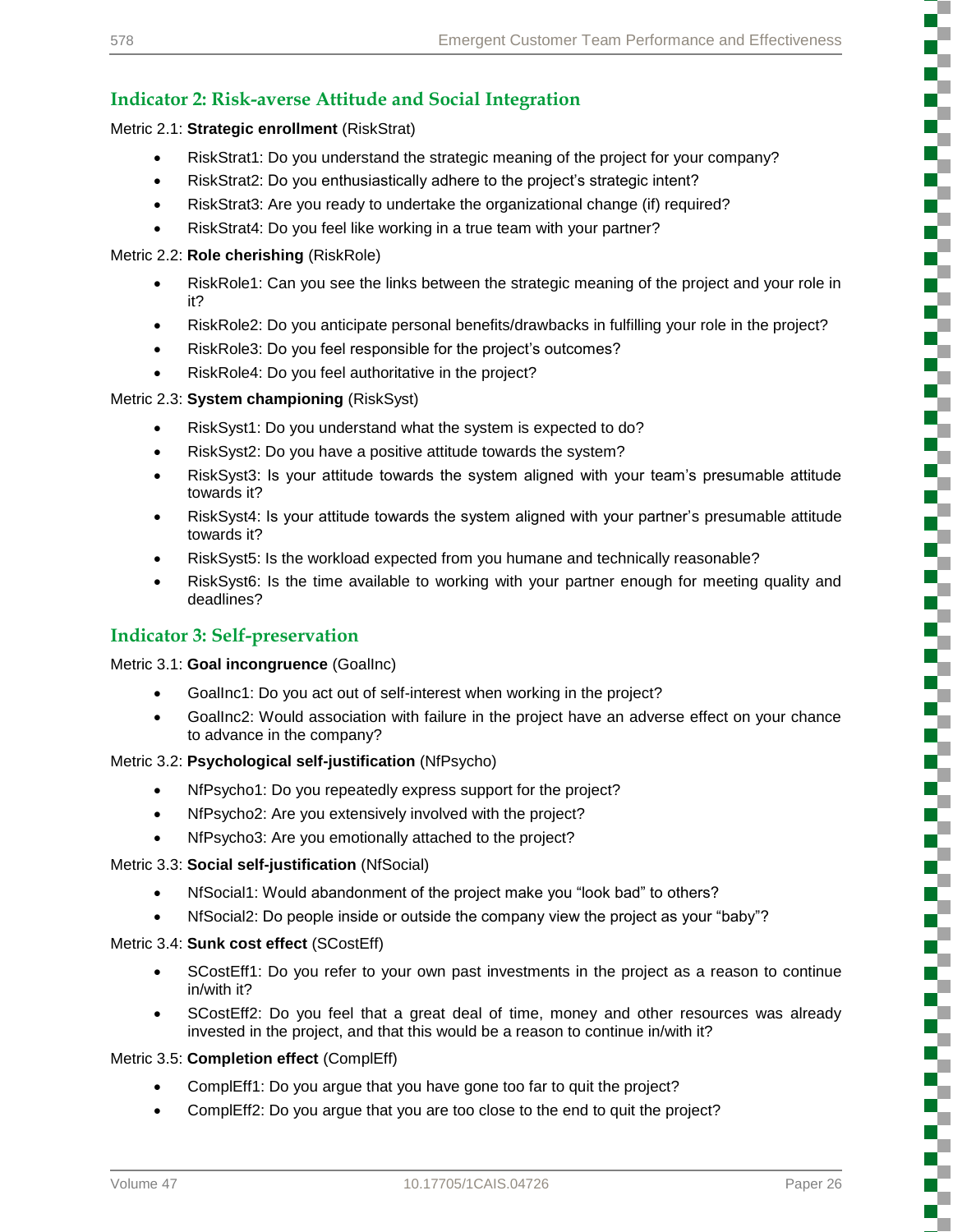### Indicator 2: Risk-averse Attitude and Social Integration

Metric 2.1: **Strategic enrollment** (RiskStrat)

- RiskStrat1: Do you understand the strategic meaning of the project for your company?
- RiskStrat2: Do you enthusiastically adhere to the project's strategic intent?
- RiskStrat3: Are you ready to undertake the organizational change (if) required?
- RiskStrat4: Do you feel like working in a true team with your partner?

Metric 2.2: **Role cherishing** (RiskRole)

- RiskRole1: Can you see the links between the strategic meaning of the project and your role in it?
- RiskRole2: Do you anticipate personal benefits/drawbacks in fulfilling your role in the project?
- RiskRole3: Do you feel responsible for the project's outcomes?
- RiskRole4: Do you feel authoritative in the project?

Metric 2.3: **System championing** (RiskSyst)

- RiskSyst1: Do you understand what the system is expected to do?
- RiskSyst2: Do you have a positive attitude towards the system?
- RiskSyst3: Is your attitude towards the system aligned with your team's presumable attitude towards it?
- RiskSyst4: Is your attitude towards the system aligned with your partner's presumable attitude towards it?
- RiskSyst5: Is the workload expected from you humane and technically reasonable?
- RiskSyst6: Is the time available to working with your partner enough for meeting quality and deadlines?

### Indicator 3: Self-preservation

Metric 3.1: **Goal incongruence** (GoalInc)

- GoalInc1: Do you act out of self-interest when working in the project?
- GoalInc2: Would association with failure in the project have an adverse effect on your chance to advance in the company?

Metric 3.2: **Psychological self-justification** (NfPsycho)

- NfPsycho1: Do you repeatedly express support for the project?
- NfPsycho2: Are you extensively involved with the project?
- NfPsycho3: Are you emotionally attached to the project?

Metric 3.3: **Social self-justification** (NfSocial)

- NfSocial1: Would abandonment of the project make you "look bad" to others?
- NfSocial2: Do people inside or outside the company view the project as your "baby"?

Metric 3.4: **Sunk cost effect** (SCostEff)

- SCostEff1: Do you refer to your own past investments in the project as a reason to continue in/with it?
- SCostEff2: Do you feel that a great deal of time, money and other resources was already invested in the project, and that this would be a reason to continue in/with it?

Metric 3.5: **Completion effect** (ComplEff)

- ComplEff1: Do you argue that you have gone too far to quit the project?
- ComplEff2: Do you argue that you are too close to the end to quit the project?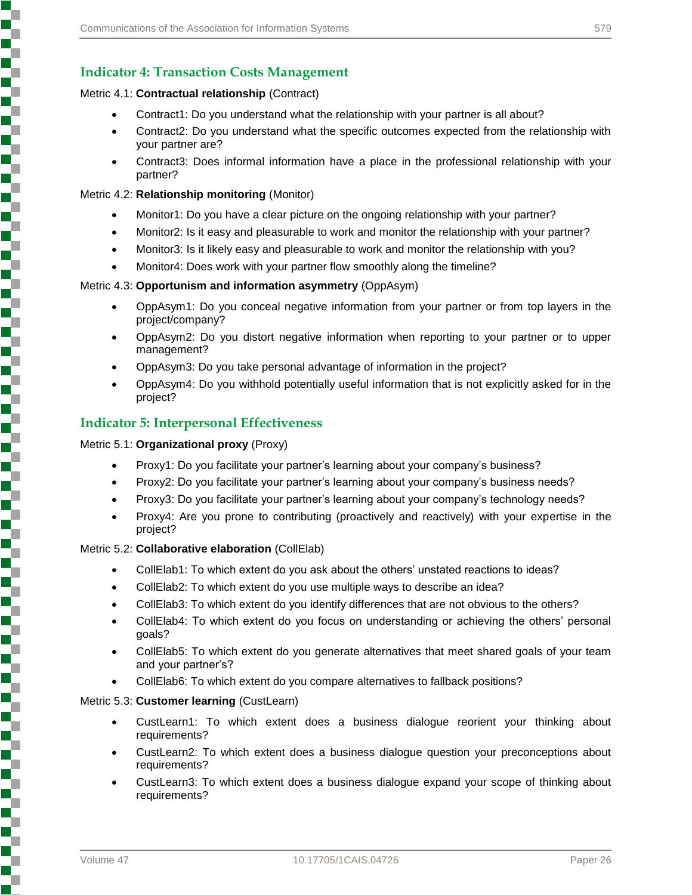### Indicator 4: Transaction Costs Management

Metric 4.1: **Contractual relationship** (Contract)

- Contract1: Do you understand what the relationship with your partner is all about?
- Contract2: Do you understand what the specific outcomes expected from the relationship with your partner are?
- Contract3: Does informal information have a place in the professional relationship with your partner?

Metric 4.2: **Relationship monitoring** (Monitor)

- Monitor1: Do you have a clear picture on the ongoing relationship with your partner?
- Monitor2: Is it easy and pleasurable to work and monitor the relationship with your partner?
- Monitor3: Is it likely easy and pleasurable to work and monitor the relationship with you?
- Monitor4: Does work with your partner flow smoothly along the timeline?

Metric 4.3: **Opportunism and information asymmetry** (OppAsym)

- OppAsym1: Do you conceal negative information from your partner or from top layers in the project/company?
- OppAsym2: Do you distort negative information when reporting to your partner or to upper management?
- OppAsym3: Do you take personal advantage of information in the project?
- OppAsym4: Do you withhold potentially useful information that is not explicitly asked for in the project?

### Indicator 5: Interpersonal Effectiveness

Metric 5.1: **Organizational proxy** (Proxy)

- Proxy1: Do you facilitate your partner's learning about your company's business?
- Proxy2: Do you facilitate your partner's learning about your company's business needs?
- Proxy3: Do you facilitate your partner's learning about your company's technology needs?
- Proxy4: Are you prone to contributing (proactively and reactively) with your expertise in the project?

Metric 5.2: **Collaborative elaboration** (CollElab)

- CollElab1: To which extent do you ask about the others' unstated reactions to ideas?
- CollElab2: To which extent do you use multiple ways to describe an idea?
- CollElab3: To which extent do you identify differences that are not obvious to the others?
- CollElab4: To which extent do you focus on understanding or achieving the others' personal goals?
- CollElab5: To which extent do you generate alternatives that meet shared goals of your team and your partner's?
- CollElab6: To which extent do you compare alternatives to fallback positions?

Metric 5.3: **Customer learning** (CustLearn)

- CustLearn1: To which extent does a business dialogue reorient your thinking about requirements?
- CustLearn2: To which extent does a business dialogue question your preconceptions about requirements?
- CustLearn3: To which extent does a business dialogue expand your scope of thinking about requirements?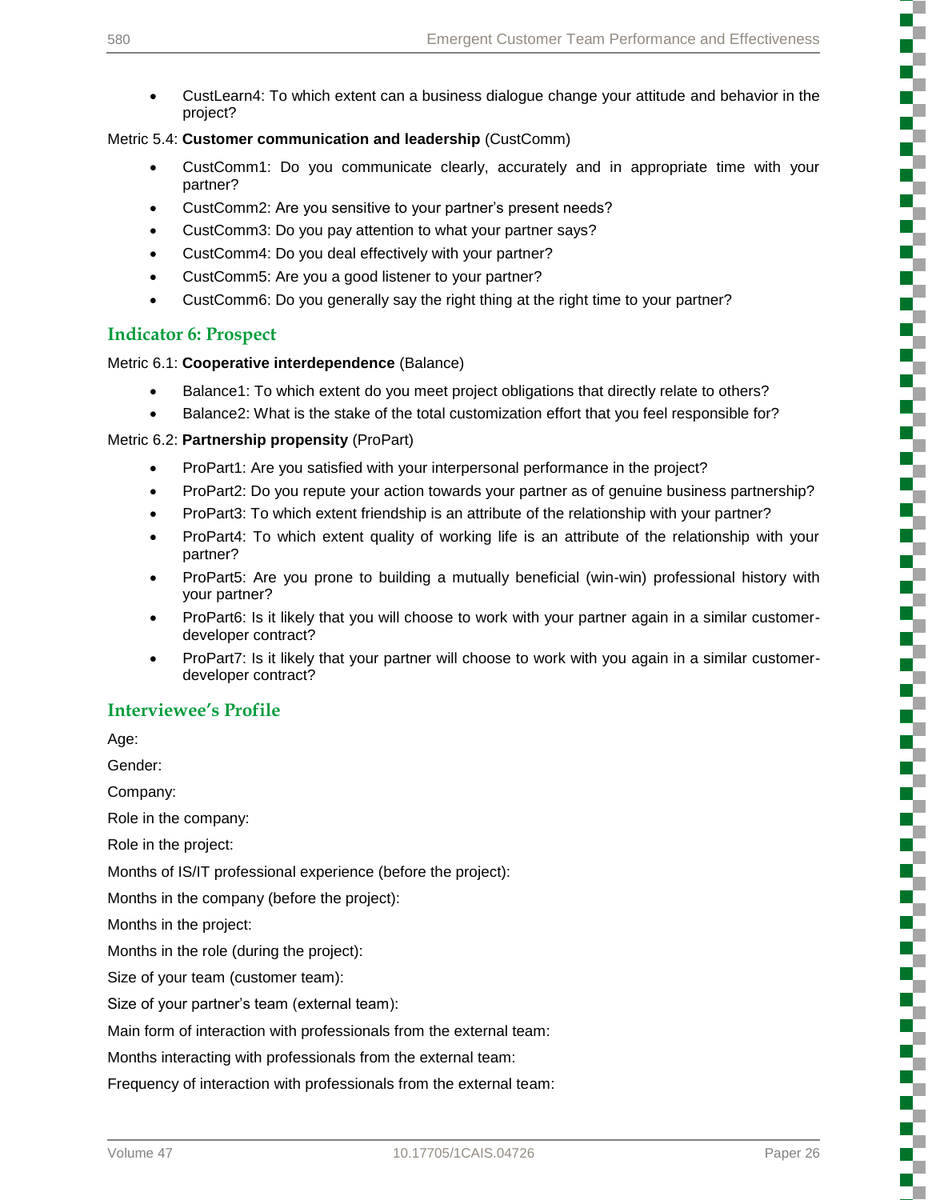- CustLearn4: To which extent can a business dialogue change your attitude and behavior in the project?

Metric 5.4: **Customer communication and leadership** (CustComm)

- CustComm1: Do you communicate clearly, accurately and in appropriate time with your partner?
- CustComm2: Are you sensitive to your partner's present needs?
- CustComm3: Do you pay attention to what your partner says?
- CustComm4: Do you deal effectively with your partner?
- CustComm5: Are you a good listener to your partner?
- CustComm6: Do you generally say the right thing at the right time to your partner?

## Indicator 6: Prospect

Metric 6.1: **Cooperative interdependence** (Balance)

- Balance1: To which extent do you meet project obligations that directly relate to others?
- Balance2: What is the stake of the total customization effort that you feel responsible for?

Metric 6.2: **Partnership propensity** (ProPart)

- ProPart1: Are you satisfied with your interpersonal performance in the project?
- ProPart2: Do you repute your action towards your partner as of genuine business partnership?
- ProPart3: To which extent friendship is an attribute of the relationship with your partner?
- ProPart4: To which extent quality of working life is an attribute of the relationship with your partner?
- ProPart5: Are you prone to building a mutually beneficial (win-win) professional history with your partner?
- ProPart6: Is it likely that you will choose to work with your partner again in a similar customer-developer contract?
- ProPart7: Is it likely that your partner will choose to work with you again in a similar customer-developer contract?

## Interviewee's Profile

Age:

Gender:

Company:

Role in the company:

Role in the project:

Months of IS/IT professional experience (before the project):

Months in the company (before the project):

Months in the project:

Months in the role (during the project):

Size of your team (customer team):

Size of your partner's team (external team):

Main form of interaction with professionals from the external team:

Months interacting with professionals from the external team:

Frequency of interaction with professionals from the external team: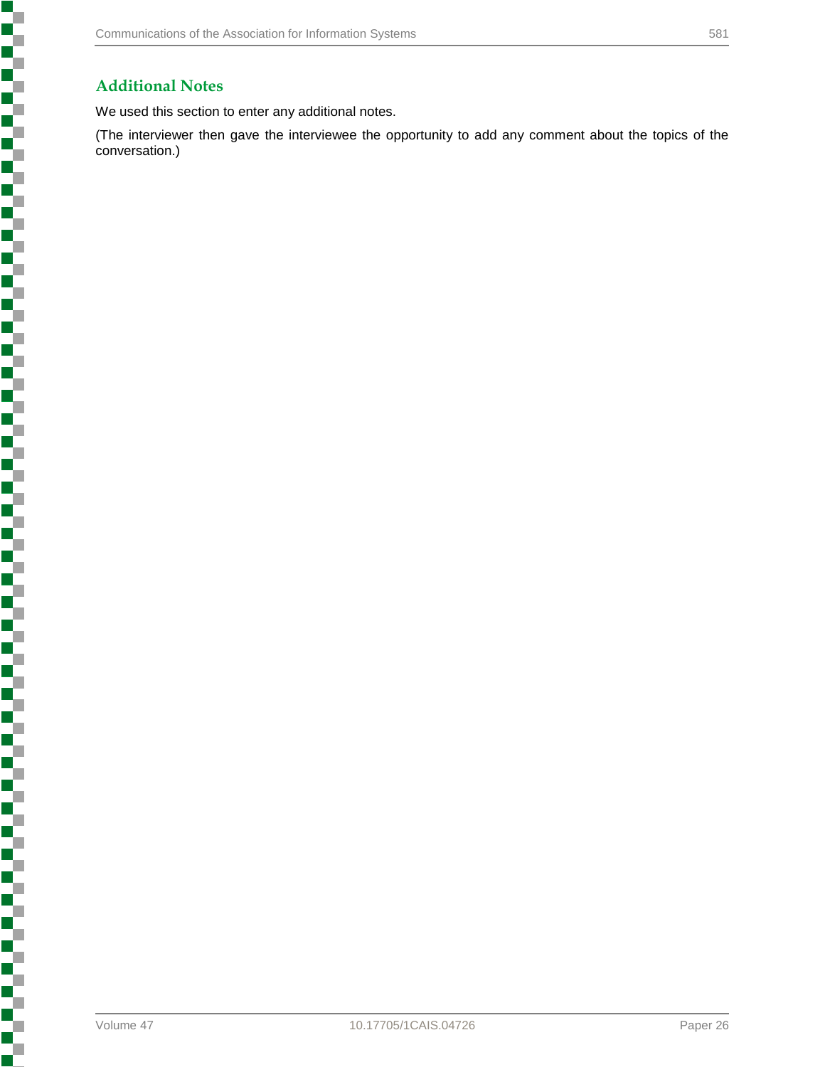## Additional Notes

We used this section to enter any additional notes.

(The interviewer then gave the interviewee the opportunity to add any comment about the topics of the conversation.)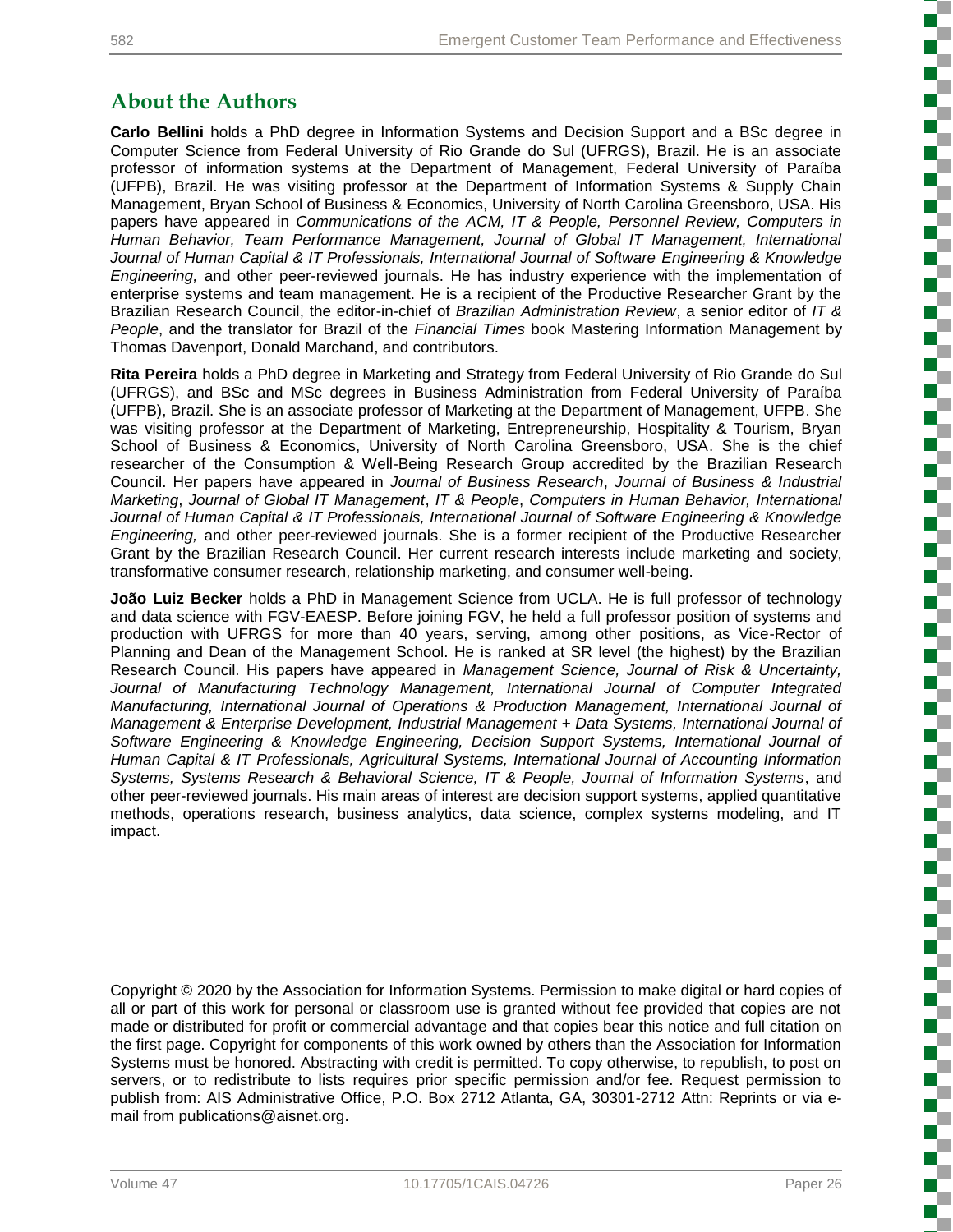## About the Authors

**Carlo Bellini** holds a PhD degree in Information Systems and Decision Support and a BSc degree in Computer Science from Federal University of Rio Grande do Sul (UFRGS), Brazil. He is an associate professor of information systems at the Department of Management, Federal University of Paraíba (UFPB), Brazil. He was visiting professor at the Department of Information Systems & Supply Chain Management, Bryan School of Business & Economics, University of North Carolina Greensboro, USA. His papers have appeared in *Communications of the ACM, IT & People, Personnel Review, Computers in Human Behavior, Team Performance Management, Journal of Global IT Management, International Journal of Human Capital & IT Professionals, International Journal of Software Engineering & Knowledge Engineering,* and other peer-reviewed journals. He has industry experience with the implementation of enterprise systems and team management. He is a recipient of the Productive Researcher Grant by the Brazilian Research Council, the editor-in-chief of *Brazilian Administration Review*, a senior editor of *IT & People*, and the translator for Brazil of the *Financial Times* book Mastering Information Management by Thomas Davenport, Donald Marchand, and contributors.

**Rita Pereira** holds a PhD degree in Marketing and Strategy from Federal University of Rio Grande do Sul (UFRGS), and BSc and MSc degrees in Business Administration from Federal University of Paraíba (UFPB), Brazil. She is an associate professor of Marketing at the Department of Management, UFPB. She was visiting professor at the Department of Marketing, Entrepreneurship, Hospitality & Tourism, Bryan School of Business & Economics, University of North Carolina Greensboro, USA. She is the chief researcher of the Consumption & Well-Being Research Group accredited by the Brazilian Research Council. Her papers have appeared in *Journal of Business Research*, *Journal of Business & Industrial Marketing*, *Journal of Global IT Management*, *IT & People*, *Computers in Human Behavior, International Journal of Human Capital & IT Professionals, International Journal of Software Engineering & Knowledge Engineering,* and other peer-reviewed journals. She is a former recipient of the Productive Researcher Grant by the Brazilian Research Council. Her current research interests include marketing and society, transformative consumer research, relationship marketing, and consumer well-being.

**João Luiz Becker** holds a PhD in Management Science from UCLA. He is full professor of technology and data science with FGV-EAESP. Before joining FGV, he held a full professor position of systems and production with UFRGS for more than 40 years, serving, among other positions, as Vice-Rector of Planning and Dean of the Management School. He is ranked at SR level (the highest) by the Brazilian Research Council. His papers have appeared in *Management Science, Journal of Risk & Uncertainty, Journal of Manufacturing Technology Management, International Journal of Computer Integrated Manufacturing, International Journal of Operations & Production Management, International Journal of Management & Enterprise Development, Industrial Management + Data Systems, International Journal of Software Engineering & Knowledge Engineering, Decision Support Systems, International Journal of Human Capital & IT Professionals, Agricultural Systems, International Journal of Accounting Information Systems, Systems Research & Behavioral Science, IT & People, Journal of Information Systems*, and other peer-reviewed journals. His main areas of interest are decision support systems, applied quantitative methods, operations research, business analytics, data science, complex systems modeling, and IT impact.

Copyright © 2020 by the Association for Information Systems. Permission to make digital or hard copies of all or part of this work for personal or classroom use is granted without fee provided that copies are not made or distributed for profit or commercial advantage and that copies bear this notice and full citation on the first page. Copyright for components of this work owned by others than the Association for Information Systems must be honored. Abstracting with credit is permitted. To copy otherwise, to republish, to post on servers, or to redistribute to lists requires prior specific permission and/or fee. Request permission to publish from: AIS Administrative Office, P.O. Box 2712 Atlanta, GA, 30301-2712 Attn: Reprints or via e-mail from publications@aisnet.org.